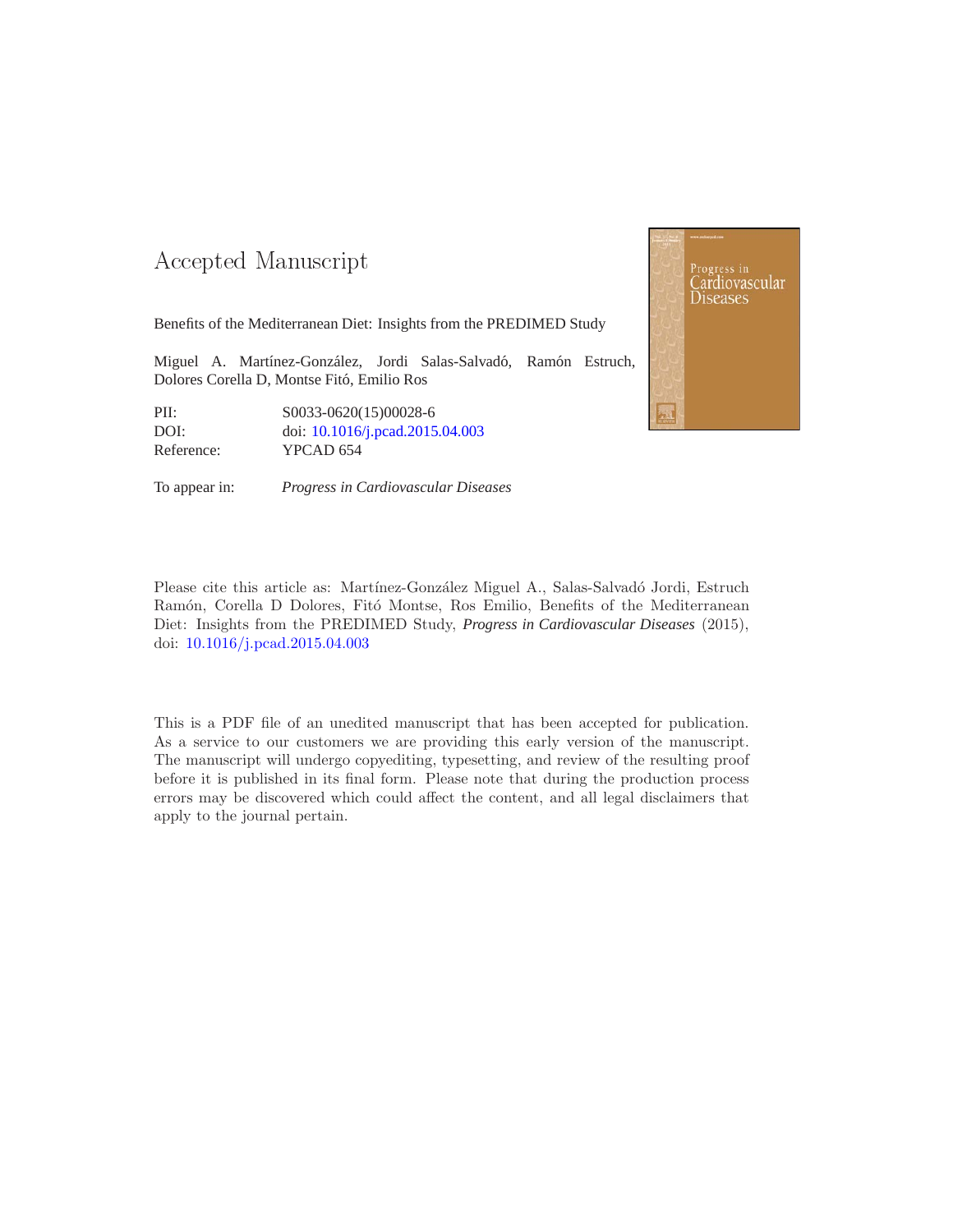# Accepted Manuscript

Benefits of the Mediterranean Diet: Insights from the PREDIMED Study

Miguel A. Martínez-González, Jordi Salas-Salvadó, Ramón Estruch, Dolores Corella D, Montse Fitó, Emilio Ros

| | |
|---|---|
| PII: | S0033-0620(15)00028-6 |
| DOI: | doi: 10.1016/j.pcad.2015.04.003 |
| Reference: | YPCAD 654 |

To appear in: *Progress in Cardiovascular Diseases*

Please cite this article as: Martínez-González Miguel A., Salas-Salvadó Jordi, Estruch Ramón, Corella D Dolores, Fitó Montse, Ros Emilio, Benefits of the Mediterranean Diet: Insights from the PREDIMED Study, *Progress in Cardiovascular Diseases* (2015), doi: 10.1016/j.pcad.2015.04.003

This is a PDF file of an unedited manuscript that has been accepted for publication. As a service to our customers we are providing this early version of the manuscript. The manuscript will undergo copyediting, typesetting, and review of the resulting proof before it is published in its final form. Please note that during the production process errors may be discovered which could affect the content, and all legal disclaimers that apply to the journal pertain.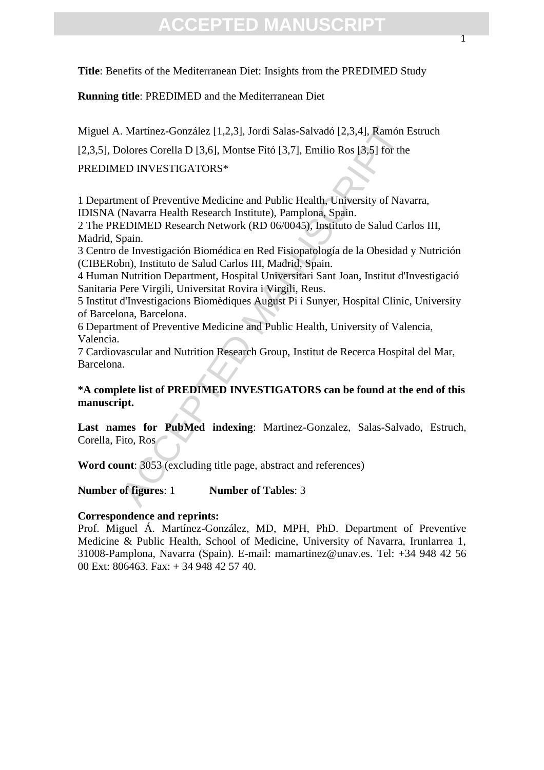**Title**: Benefits of the Mediterranean Diet: Insights from the PREDIMED Study

**Running title**: PREDIMED and the Mediterranean Diet

Miguel A. Martínez-González [1,2,3], Jordi Salas-Salvadó [2,3,4], Ramón Estruch [2,3,5], Dolores Corella D [3,6], Montse Fitó [3,7], Emilio Ros [3,5] for the PREDIMED INVESTIGATORS*

1 Department of Preventive Medicine and Public Health, University of Navarra, IDISNA (Navarra Health Research Institute), Pamplona, Spain.
2 The PREDIMED Research Network (RD 06/0045), Instituto de Salud Carlos III, Madrid, Spain.
3 Centro de Investigación Biomédica en Red Fisiopatología de la Obesidad y Nutrición (CIBERobn), Instituto de Salud Carlos III, Madrid, Spain.
4 Human Nutrition Department, Hospital Universitari Sant Joan, Institut d'Investigació Sanitaria Pere Virgili, Universitat Rovira i Virgili, Reus.
5 Institut d'Investigacions Biomèdiques August Pi i Sunyer, Hospital Clinic, University of Barcelona, Barcelona.
6 Department of Preventive Medicine and Public Health, University of Valencia, Valencia.
7 Cardiovascular and Nutrition Research Group, Institut de Recerca Hospital del Mar, Barcelona.

**\*A complete list of PREDIMED INVESTIGATORS can be found at the end of this manuscript.**

**Last names for PubMed indexing**: Martinez-Gonzalez, Salas-Salvado, Estruch, Corella, Fito, Ros

**Word count**: 3053 (excluding title page, abstract and references)

**Number of figures**: 1 **Number of Tables**: 3

**Correspondence and reprints:**
Prof. Miguel Á. Martínez-González, MD, MPH, PhD. Department of Preventive Medicine & Public Health, School of Medicine, University of Navarra, Irunlarrea 1, 31008-Pamplona, Navarra (Spain). E-mail: mamartinez@unav.es. Tel: +34 948 42 56 00 Ext: 806463. Fax: + 34 948 42 57 40.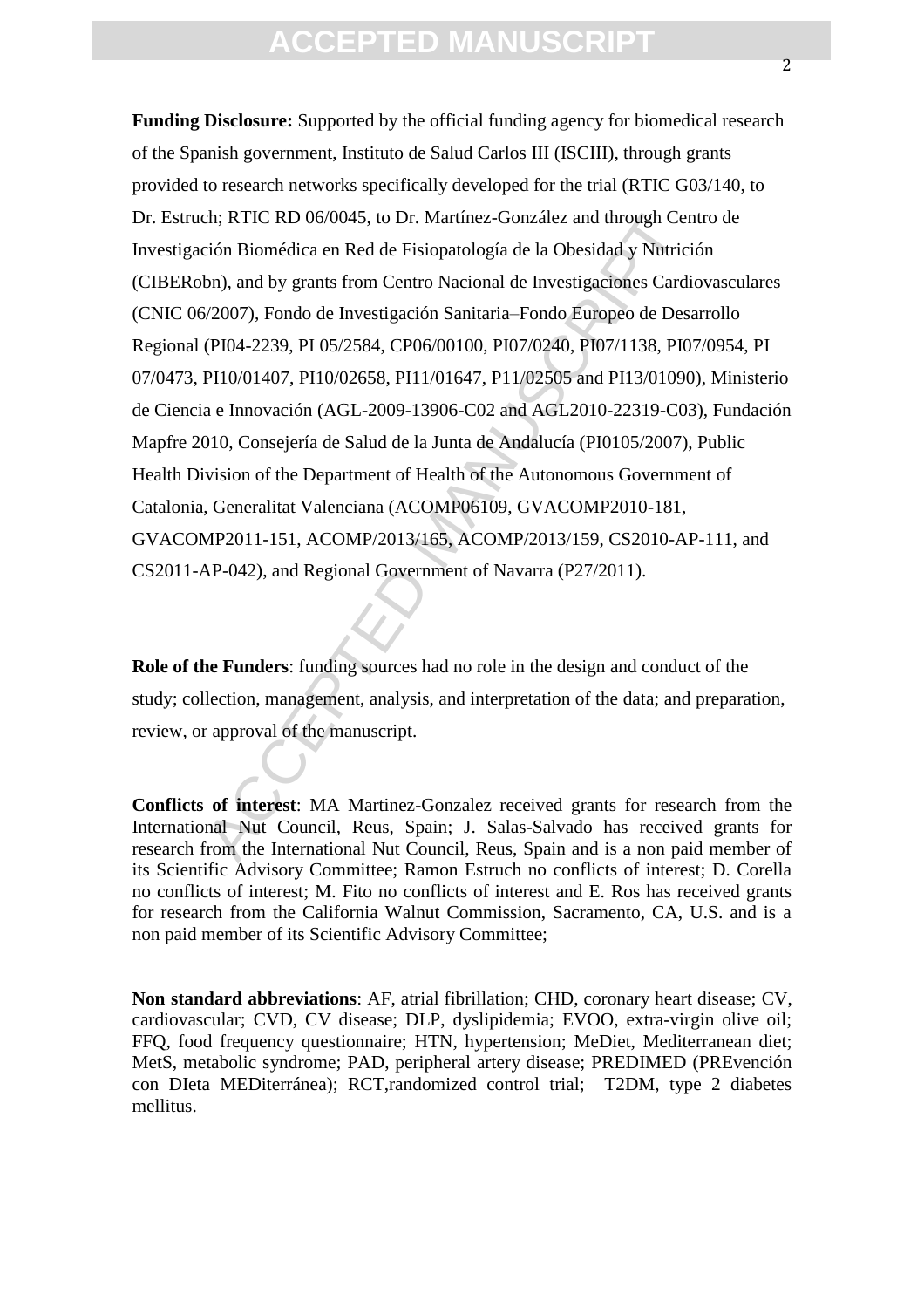**Funding Disclosure:** Supported by the official funding agency for biomedical research of the Spanish government, Instituto de Salud Carlos III (ISCIII), through grants provided to research networks specifically developed for the trial (RTIC G03/140, to Dr. Estruch; RTIC RD 06/0045, to Dr. Martínez-González and through Centro de Investigación Biomédica en Red de Fisiopatología de la Obesidad y Nutrición (CIBERobn), and by grants from Centro Nacional de Investigaciones Cardiovasculares (CNIC 06/2007), Fondo de Investigación Sanitaria–Fondo Europeo de Desarrollo Regional (PI04-2239, PI 05/2584, CP06/00100, PI07/0240, PI07/1138, PI07/0954, PI 07/0473, PI10/01407, PI10/02658, PI11/01647, P11/02505 and PI13/01090), Ministerio de Ciencia e Innovación (AGL-2009-13906-C02 and AGL2010-22319-C03), Fundación Mapfre 2010, Consejería de Salud de la Junta de Andalucía (PI0105/2007), Public Health Division of the Department of Health of the Autonomous Government of Catalonia, Generalitat Valenciana (ACOMP06109, GVACOMP2010-181, GVACOMP2011-151, ACOMP/2013/165, ACOMP/2013/159, CS2010-AP-111, and CS2011-AP-042), and Regional Government of Navarra (P27/2011).

**Role of the Funders**: funding sources had no role in the design and conduct of the study; collection, management, analysis, and interpretation of the data; and preparation, review, or approval of the manuscript.

**Conflicts of interest**: MA Martinez-Gonzalez received grants for research from the International Nut Council, Reus, Spain; J. Salas-Salvado has received grants for research from the International Nut Council, Reus, Spain and is a non paid member of its Scientific Advisory Committee; Ramon Estruch no conflicts of interest; D. Corella no conflicts of interest; M. Fito no conflicts of interest and E. Ros has received grants for research from the California Walnut Commission, Sacramento, CA, U.S. and is a non paid member of its Scientific Advisory Committee;

**Non standard abbreviations**: AF, atrial fibrillation; CHD, coronary heart disease; CV, cardiovascular; CVD, CV disease; DLP, dyslipidemia; EVOO, extra-virgin olive oil; FFQ, food frequency questionnaire; HTN, hypertension; MeDiet, Mediterranean diet; MetS, metabolic syndrome; PAD, peripheral artery disease; PREDIMED (PREvención con DIeta MEDiterránea); RCT,randomized control trial; T2DM, type 2 diabetes mellitus.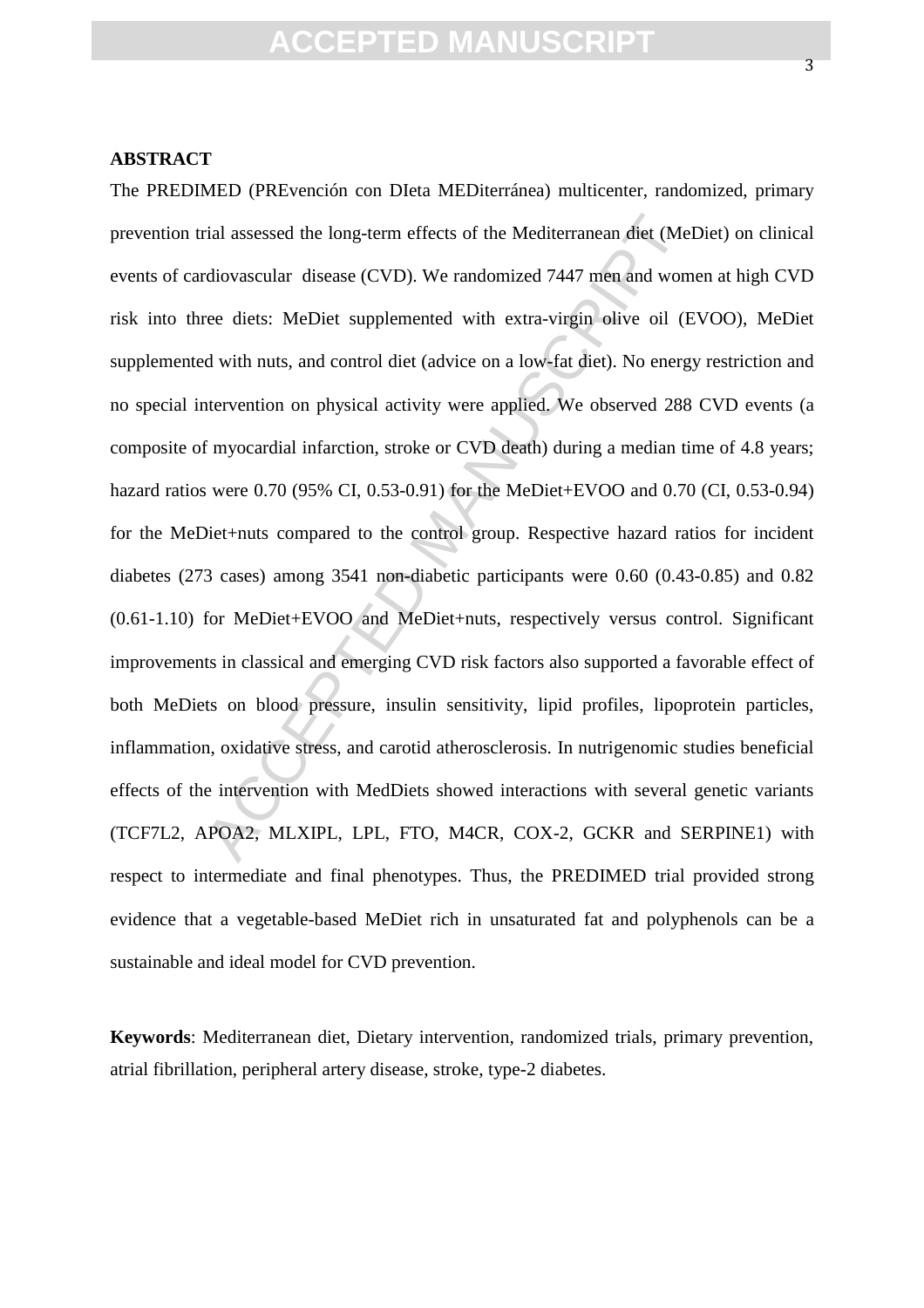## ABSTRACT

The PREDIMED (PREvención con DIeta MEDiterránea) multicenter, randomized, primary prevention trial assessed the long-term effects of the Mediterranean diet (MeDiet) on clinical events of cardiovascular disease (CVD). We randomized 7447 men and women at high CVD risk into three diets: MeDiet supplemented with extra-virgin olive oil (EVOO), MeDiet supplemented with nuts, and control diet (advice on a low-fat diet). No energy restriction and no special intervention on physical activity were applied. We observed 288 CVD events (a composite of myocardial infarction, stroke or CVD death) during a median time of 4.8 years; hazard ratios were 0.70 (95% CI, 0.53-0.91) for the MeDiet+EVOO and 0.70 (CI, 0.53-0.94) for the MeDiet+nuts compared to the control group. Respective hazard ratios for incident diabetes (273 cases) among 3541 non-diabetic participants were 0.60 (0.43-0.85) and 0.82 (0.61-1.10) for MeDiet+EVOO and MeDiet+nuts, respectively versus control. Significant improvements in classical and emerging CVD risk factors also supported a favorable effect of both MeDiets on blood pressure, insulin sensitivity, lipid profiles, lipoprotein particles, inflammation, oxidative stress, and carotid atherosclerosis. In nutrigenomic studies beneficial effects of the intervention with MedDiets showed interactions with several genetic variants (TCF7L2, APOA2, MLXIPL, LPL, FTO, M4CR, COX-2, GCKR and SERPINE1) with respect to intermediate and final phenotypes. Thus, the PREDIMED trial provided strong evidence that a vegetable-based MeDiet rich in unsaturated fat and polyphenols can be a sustainable and ideal model for CVD prevention.

**Keywords**: Mediterranean diet, Dietary intervention, randomized trials, primary prevention, atrial fibrillation, peripheral artery disease, stroke, type-2 diabetes.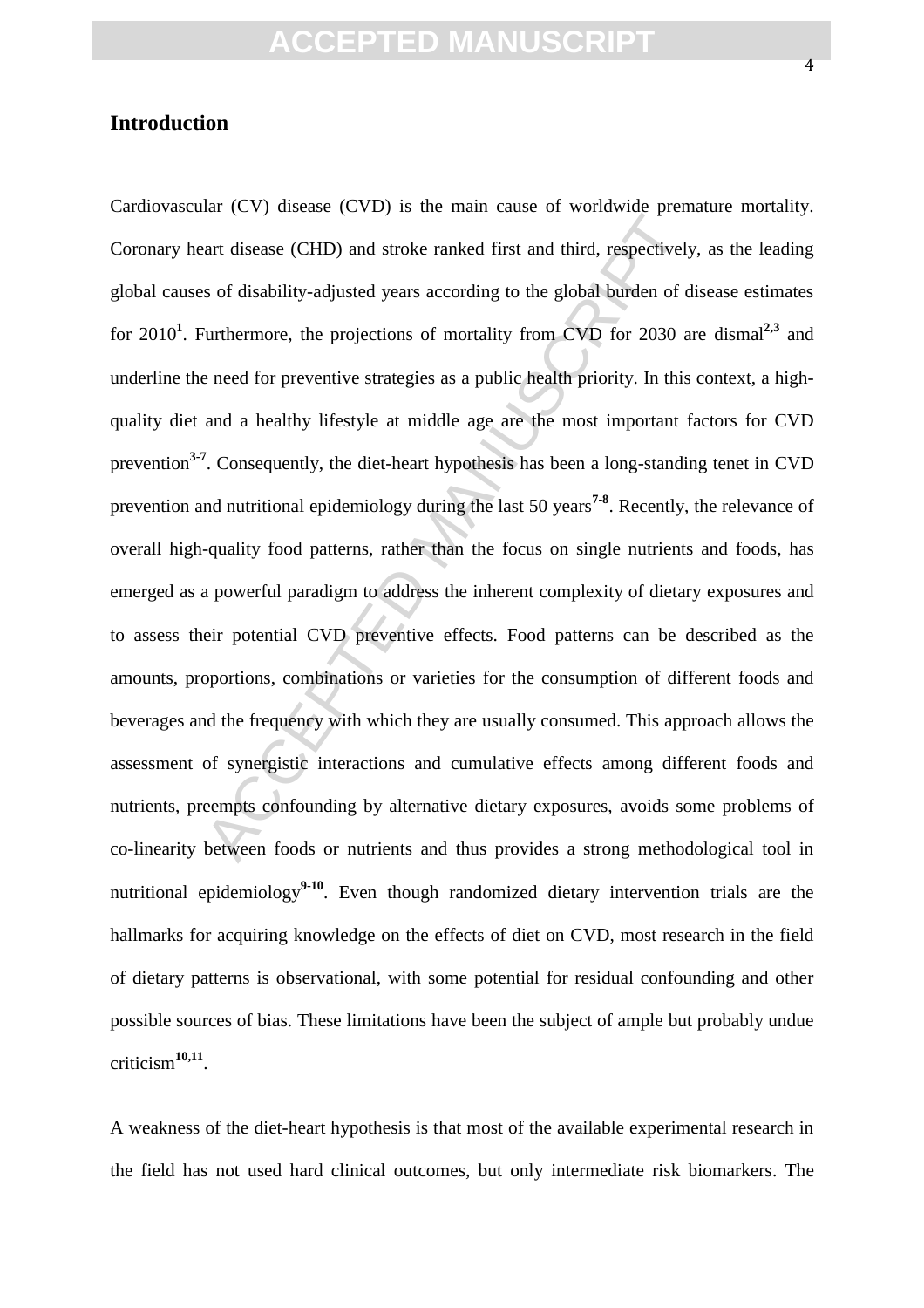## Introduction

Cardiovascular (CV) disease (CVD) is the main cause of worldwide premature mortality. Coronary heart disease (CHD) and stroke ranked first and third, respectively, as the leading global causes of disability-adjusted years according to the global burden of disease estimates for 2010[1]. Furthermore, the projections of mortality from CVD for 2030 are dismal[2,3] and underline the need for preventive strategies as a public health priority. In this context, a high-quality diet and a healthy lifestyle at middle age are the most important factors for CVD prevention[3-7]. Consequently, the diet-heart hypothesis has been a long-standing tenet in CVD prevention and nutritional epidemiology during the last 50 years[7-8]. Recently, the relevance of overall high-quality food patterns, rather than the focus on single nutrients and foods, has emerged as a powerful paradigm to address the inherent complexity of dietary exposures and to assess their potential CVD preventive effects. Food patterns can be described as the amounts, proportions, combinations or varieties for the consumption of different foods and beverages and the frequency with which they are usually consumed. This approach allows the assessment of synergistic interactions and cumulative effects among different foods and nutrients, preempts confounding by alternative dietary exposures, avoids some problems of co-linearity between foods or nutrients and thus provides a strong methodological tool in nutritional epidemiology[9-10]. Even though randomized dietary intervention trials are the hallmarks for acquiring knowledge on the effects of diet on CVD, most research in the field of dietary patterns is observational, with some potential for residual confounding and other possible sources of bias. These limitations have been the subject of ample but probably undue criticism[10,11].

A weakness of the diet-heart hypothesis is that most of the available experimental research in the field has not used hard clinical outcomes, but only intermediate risk biomarkers. The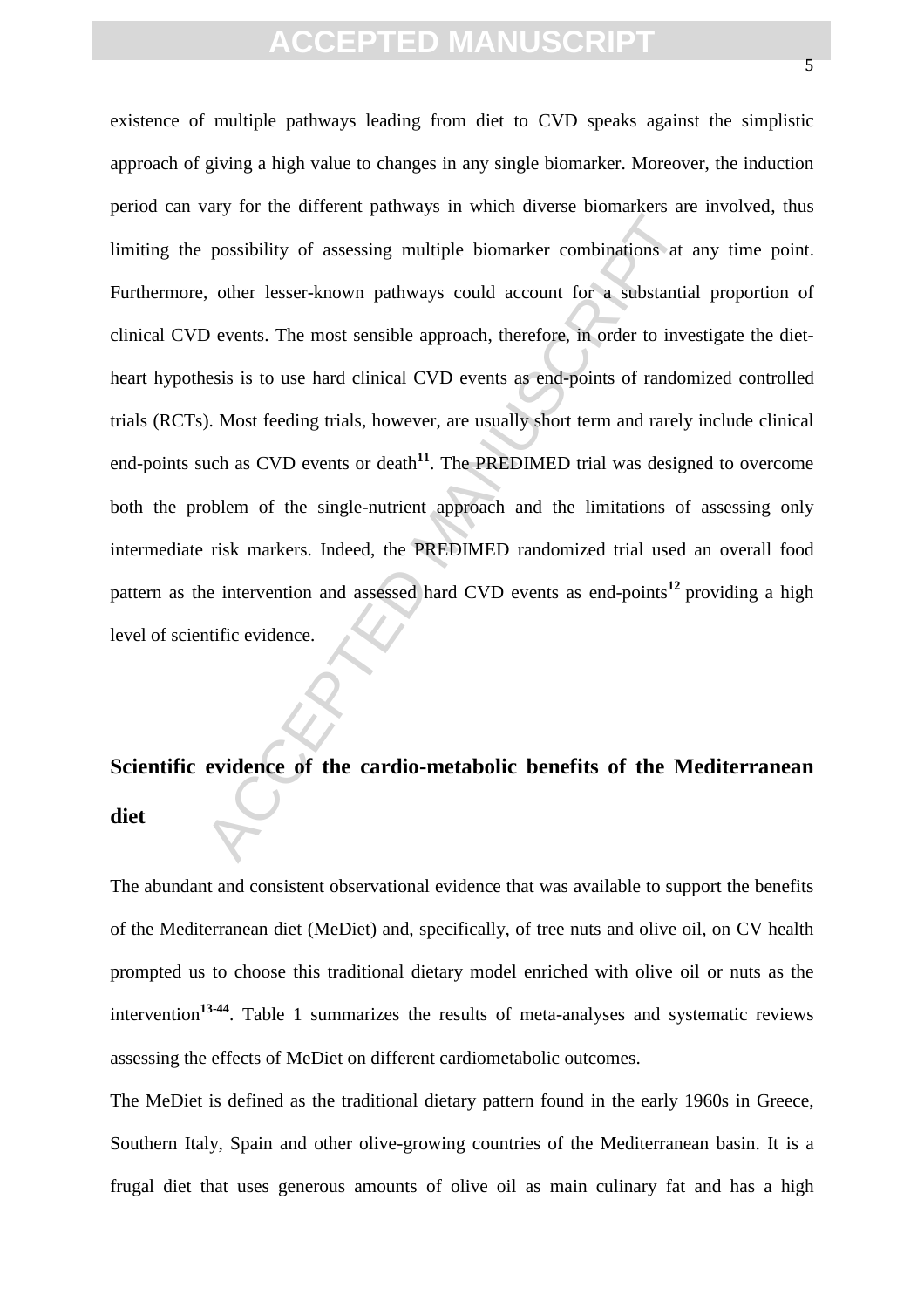existence of multiple pathways leading from diet to CVD speaks against the simplistic approach of giving a high value to changes in any single biomarker. Moreover, the induction period can vary for the different pathways in which diverse biomarkers are involved, thus limiting the possibility of assessing multiple biomarker combinations at any time point. Furthermore, other lesser-known pathways could account for a substantial proportion of clinical CVD events. The most sensible approach, therefore, in order to investigate the diet-heart hypothesis is to use hard clinical CVD events as end-points of randomized controlled trials (RCTs). Most feeding trials, however, are usually short term and rarely include clinical end-points such as CVD events or death[11]. The PREDIMED trial was designed to overcome both the problem of the single-nutrient approach and the limitations of assessing only intermediate risk markers. Indeed, the PREDIMED randomized trial used an overall food pattern as the intervention and assessed hard CVD events as end-points[12] providing a high level of scientific evidence.

## Scientific evidence of the cardio-metabolic benefits of the Mediterranean diet

The abundant and consistent observational evidence that was available to support the benefits of the Mediterranean diet (MeDiet) and, specifically, of tree nuts and olive oil, on CV health prompted us to choose this traditional dietary model enriched with olive oil or nuts as the intervention[13-44]. Table 1 summarizes the results of meta-analyses and systematic reviews assessing the effects of MeDiet on different cardiometabolic outcomes.

The MeDiet is defined as the traditional dietary pattern found in the early 1960s in Greece, Southern Italy, Spain and other olive-growing countries of the Mediterranean basin. It is a frugal diet that uses generous amounts of olive oil as main culinary fat and has a high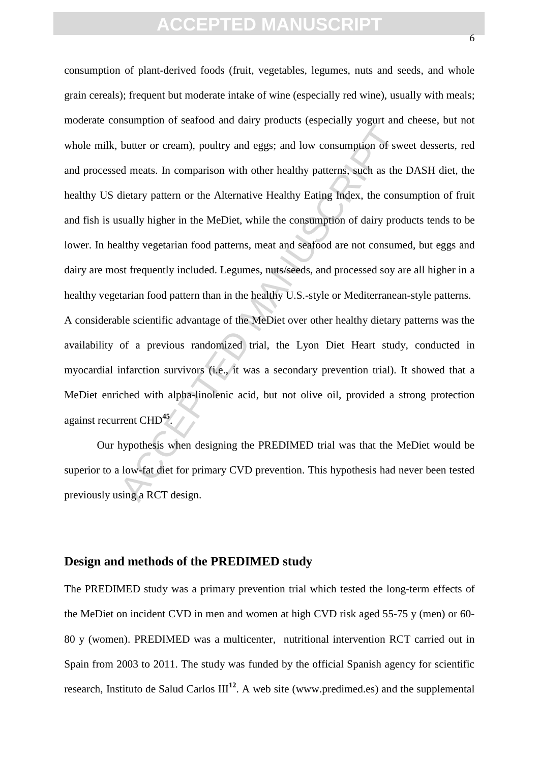consumption of plant-derived foods (fruit, vegetables, legumes, nuts and seeds, and whole grain cereals); frequent but moderate intake of wine (especially red wine), usually with meals; moderate consumption of seafood and dairy products (especially yogurt and cheese, but not whole milk, butter or cream), poultry and eggs; and low consumption of sweet desserts, red and processed meats. In comparison with other healthy patterns, such as the DASH diet, the healthy US dietary pattern or the Alternative Healthy Eating Index, the consumption of fruit and fish is usually higher in the MeDiet, while the consumption of dairy products tends to be lower. In healthy vegetarian food patterns, meat and seafood are not consumed, but eggs and dairy are most frequently included. Legumes, nuts/seeds, and processed soy are all higher in a healthy vegetarian food pattern than in the healthy U.S.-style or Mediterranean-style patterns.

A considerable scientific advantage of the MeDiet over other healthy dietary patterns was the availability of a previous randomized trial, the Lyon Diet Heart study, conducted in myocardial infarction survivors (i.e., it was a secondary prevention trial). It showed that a MeDiet enriched with alpha-linolenic acid, but not olive oil, provided a strong protection against recurrent CHD[45].

Our hypothesis when designing the PREDIMED trial was that the MeDiet would be superior to a low-fat diet for primary CVD prevention. This hypothesis had never been tested previously using a RCT design.

## Design and methods of the PREDIMED study

The PREDIMED study was a primary prevention trial which tested the long-term effects of the MeDiet on incident CVD in men and women at high CVD risk aged 55-75 y (men) or 60-80 y (women). PREDIMED was a multicenter, nutritional intervention RCT carried out in Spain from 2003 to 2011. The study was funded by the official Spanish agency for scientific research, Instituto de Salud Carlos III[12]. A web site (www.predimed.es) and the supplemental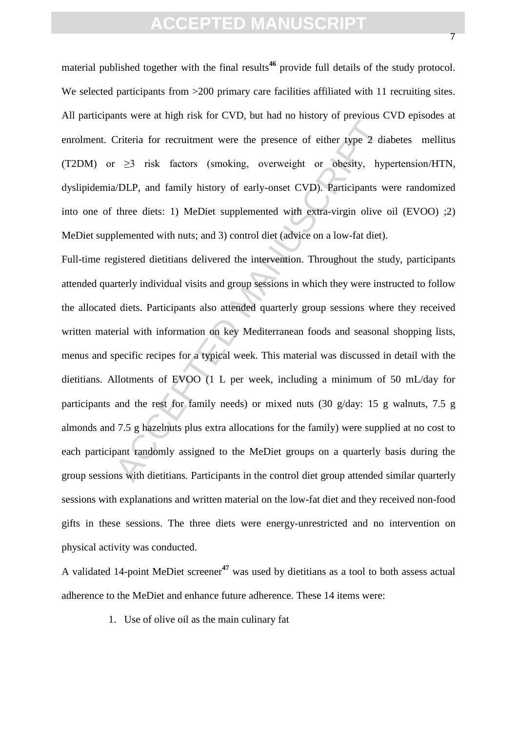material published together with the final results[46] provide full details of the study protocol. We selected participants from >200 primary care facilities affiliated with 11 recruiting sites. All participants were at high risk for CVD, but had no history of previous CVD episodes at enrolment. Criteria for recruitment were the presence of either type 2 diabetes mellitus (T2DM) or ≥3 risk factors (smoking, overweight or obesity, hypertension/HTN, dyslipidemia/DLP, and family history of early-onset CVD). Participants were randomized into one of three diets: 1) MeDiet supplemented with extra-virgin olive oil (EVOO) ;2) MeDiet supplemented with nuts; and 3) control diet (advice on a low-fat diet).

Full-time registered dietitians delivered the intervention. Throughout the study, participants attended quarterly individual visits and group sessions in which they were instructed to follow the allocated diets. Participants also attended quarterly group sessions where they received written material with information on key Mediterranean foods and seasonal shopping lists, menus and specific recipes for a typical week. This material was discussed in detail with the dietitians. Allotments of EVOO (1 L per week, including a minimum of 50 mL/day for participants and the rest for family needs) or mixed nuts (30 g/day: 15 g walnuts, 7.5 g almonds and 7.5 g hazelnuts plus extra allocations for the family) were supplied at no cost to each participant randomly assigned to the MeDiet groups on a quarterly basis during the group sessions with dietitians. Participants in the control diet group attended similar quarterly sessions with explanations and written material on the low-fat diet and they received non-food gifts in these sessions. The three diets were energy-unrestricted and no intervention on physical activity was conducted.

A validated 14-point MeDiet screener[47] was used by dietitians as a tool to both assess actual adherence to the MeDiet and enhance future adherence. These 14 items were:

1. Use of olive oil as the main culinary fat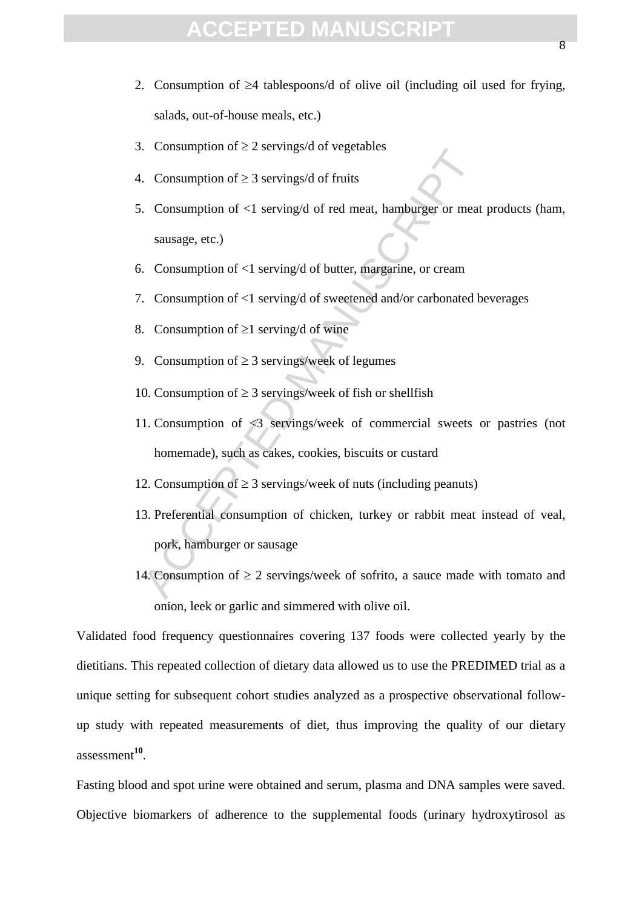2. Consumption of ≥4 tablespoons/d of olive oil (including oil used for frying, salads, out-of-house meals, etc.)
3. Consumption of ≥ 2 servings/d of vegetables
4. Consumption of ≥ 3 servings/d of fruits
5. Consumption of <1 serving/d of red meat, hamburger or meat products (ham, sausage, etc.)
6. Consumption of <1 serving/d of butter, margarine, or cream
7. Consumption of <1 serving/d of sweetened and/or carbonated beverages
8. Consumption of ≥1 serving/d of wine
9. Consumption of ≥ 3 servings/week of legumes
10. Consumption of ≥ 3 servings/week of fish or shellfish
11. Consumption of <3 servings/week of commercial sweets or pastries (not homemade), such as cakes, cookies, biscuits or custard
12. Consumption of ≥ 3 servings/week of nuts (including peanuts)
13. Preferential consumption of chicken, turkey or rabbit meat instead of veal, pork, hamburger or sausage
14. Consumption of ≥ 2 servings/week of sofrito, a sauce made with tomato and onion, leek or garlic and simmered with olive oil.

Validated food frequency questionnaires covering 137 foods were collected yearly by the dietitians. This repeated collection of dietary data allowed us to use the PREDIMED trial as a unique setting for subsequent cohort studies analyzed as a prospective observational follow-up study with repeated measurements of diet, thus improving the quality of our dietary assessment[10].

Fasting blood and spot urine were obtained and serum, plasma and DNA samples were saved. Objective biomarkers of adherence to the supplemental foods (urinary hydroxytirosol as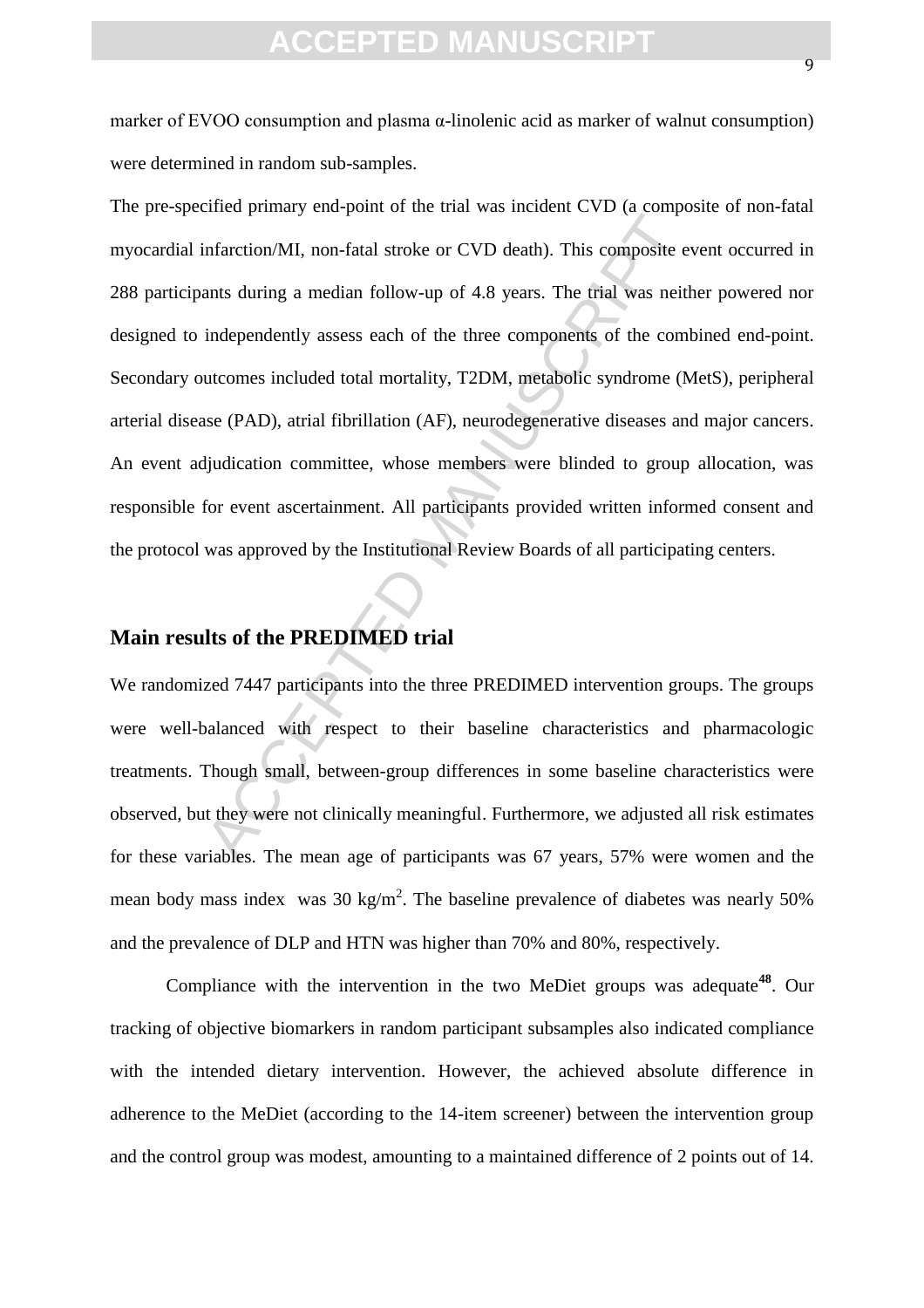marker of EVOO consumption and plasma α-linolenic acid as marker of walnut consumption) were determined in random sub-samples.

The pre-specified primary end-point of the trial was incident CVD (a composite of non-fatal myocardial infarction/MI, non-fatal stroke or CVD death). This composite event occurred in 288 participants during a median follow-up of 4.8 years. The trial was neither powered nor designed to independently assess each of the three components of the combined end-point. Secondary outcomes included total mortality, T2DM, metabolic syndrome (MetS), peripheral arterial disease (PAD), atrial fibrillation (AF), neurodegenerative diseases and major cancers. An event adjudication committee, whose members were blinded to group allocation, was responsible for event ascertainment. All participants provided written informed consent and the protocol was approved by the Institutional Review Boards of all participating centers.

## Main results of the PREDIMED trial

We randomized 7447 participants into the three PREDIMED intervention groups. The groups were well-balanced with respect to their baseline characteristics and pharmacologic treatments. Though small, between-group differences in some baseline characteristics were observed, but they were not clinically meaningful. Furthermore, we adjusted all risk estimates for these variables. The mean age of participants was 67 years, 57% were women and the mean body mass index was 30 kg/m$^2$. The baseline prevalence of diabetes was nearly 50% and the prevalence of DLP and HTN was higher than 70% and 80%, respectively.

Compliance with the intervention in the two MeDiet groups was adequate[48]. Our tracking of objective biomarkers in random participant subsamples also indicated compliance with the intended dietary intervention. However, the achieved absolute difference in adherence to the MeDiet (according to the 14-item screener) between the intervention group and the control group was modest, amounting to a maintained difference of 2 points out of 14.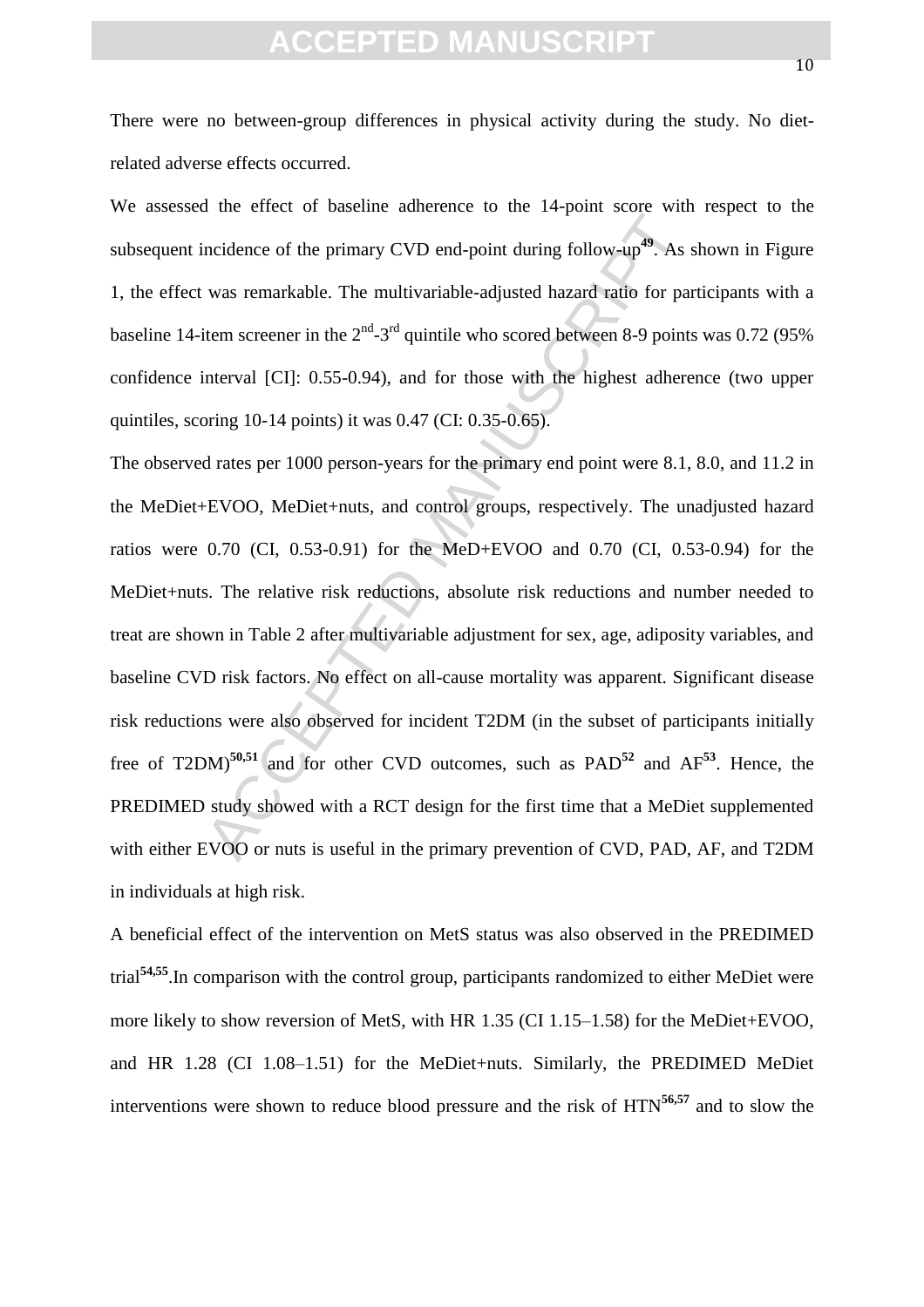There were no between-group differences in physical activity during the study. No diet-related adverse effects occurred.

We assessed the effect of baseline adherence to the 14-point score with respect to the subsequent incidence of the primary CVD end-point during follow-up[49]. As shown in Figure 1, the effect was remarkable. The multivariable-adjusted hazard ratio for participants with a baseline 14-item screener in the 2$^{nd}$-3$^{rd}$ quintile who scored between 8-9 points was 0.72 (95% confidence interval [CI]: 0.55-0.94), and for those with the highest adherence (two upper quintiles, scoring 10-14 points) it was 0.47 (CI: 0.35-0.65).

The observed rates per 1000 person-years for the primary end point were 8.1, 8.0, and 11.2 in the MeDiet+EVOO, MeDiet+nuts, and control groups, respectively. The unadjusted hazard ratios were 0.70 (CI, 0.53-0.91) for the MeD+EVOO and 0.70 (CI, 0.53-0.94) for the MeDiet+nuts. The relative risk reductions, absolute risk reductions and number needed to treat are shown in Table 2 after multivariable adjustment for sex, age, adiposity variables, and baseline CVD risk factors. No effect on all-cause mortality was apparent. Significant disease risk reductions were also observed for incident T2DM (in the subset of participants initially free of T2DM)[50,51] and for other CVD outcomes, such as PAD[52] and AF[53]. Hence, the PREDIMED study showed with a RCT design for the first time that a MeDiet supplemented with either EVOO or nuts is useful in the primary prevention of CVD, PAD, AF, and T2DM in individuals at high risk.

A beneficial effect of the intervention on MetS status was also observed in the PREDIMED trial[54,55].In comparison with the control group, participants randomized to either MeDiet were more likely to show reversion of MetS, with HR 1.35 (CI 1.15–1.58) for the MeDiet+EVOO, and HR 1.28 (CI 1.08–1.51) for the MeDiet+nuts. Similarly, the PREDIMED MeDiet interventions were shown to reduce blood pressure and the risk of HTN[56,57] and to slow the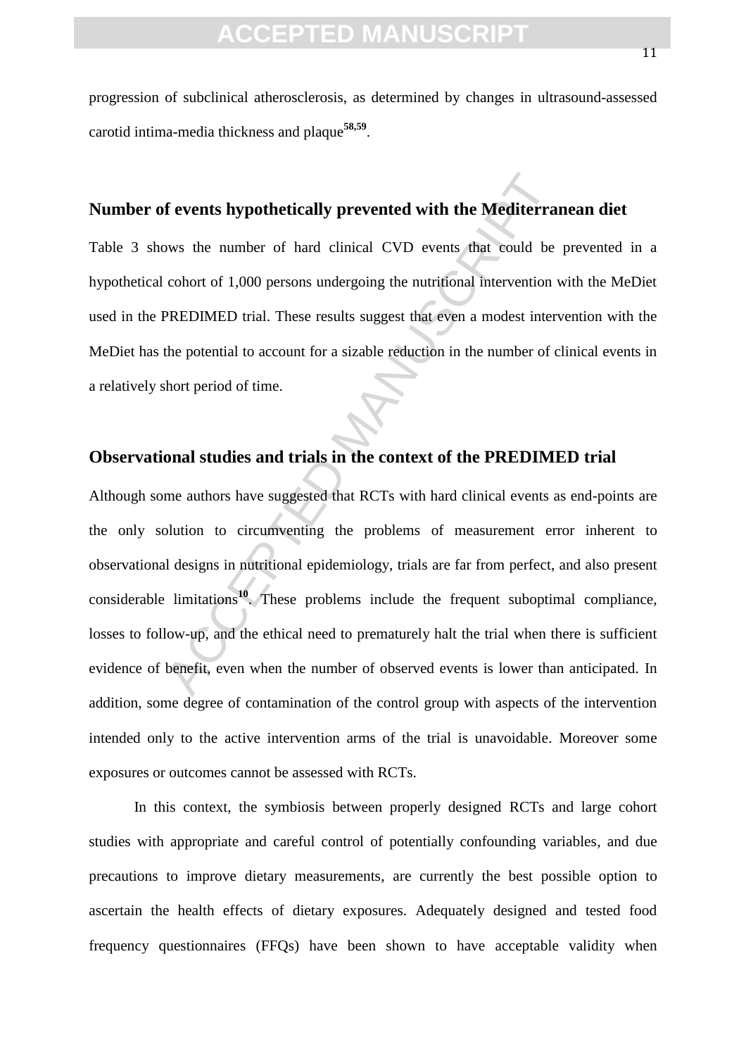progression of subclinical atherosclerosis, as determined by changes in ultrasound-assessed carotid intima-media thickness and plaque[58,59].

## Number of events hypothetically prevented with the Mediterranean diet

Table 3 shows the number of hard clinical CVD events that could be prevented in a hypothetical cohort of 1,000 persons undergoing the nutritional intervention with the MeDiet used in the PREDIMED trial. These results suggest that even a modest intervention with the MeDiet has the potential to account for a sizable reduction in the number of clinical events in a relatively short period of time.

## Observational studies and trials in the context of the PREDIMED trial

Although some authors have suggested that RCTs with hard clinical events as end-points are the only solution to circumventing the problems of measurement error inherent to observational designs in nutritional epidemiology, trials are far from perfect, and also present considerable limitations[10]. These problems include the frequent suboptimal compliance, losses to follow-up, and the ethical need to prematurely halt the trial when there is sufficient evidence of benefit, even when the number of observed events is lower than anticipated. In addition, some degree of contamination of the control group with aspects of the intervention intended only to the active intervention arms of the trial is unavoidable. Moreover some exposures or outcomes cannot be assessed with RCTs.

In this context, the symbiosis between properly designed RCTs and large cohort studies with appropriate and careful control of potentially confounding variables, and due precautions to improve dietary measurements, are currently the best possible option to ascertain the health effects of dietary exposures. Adequately designed and tested food frequency questionnaires (FFQs) have been shown to have acceptable validity when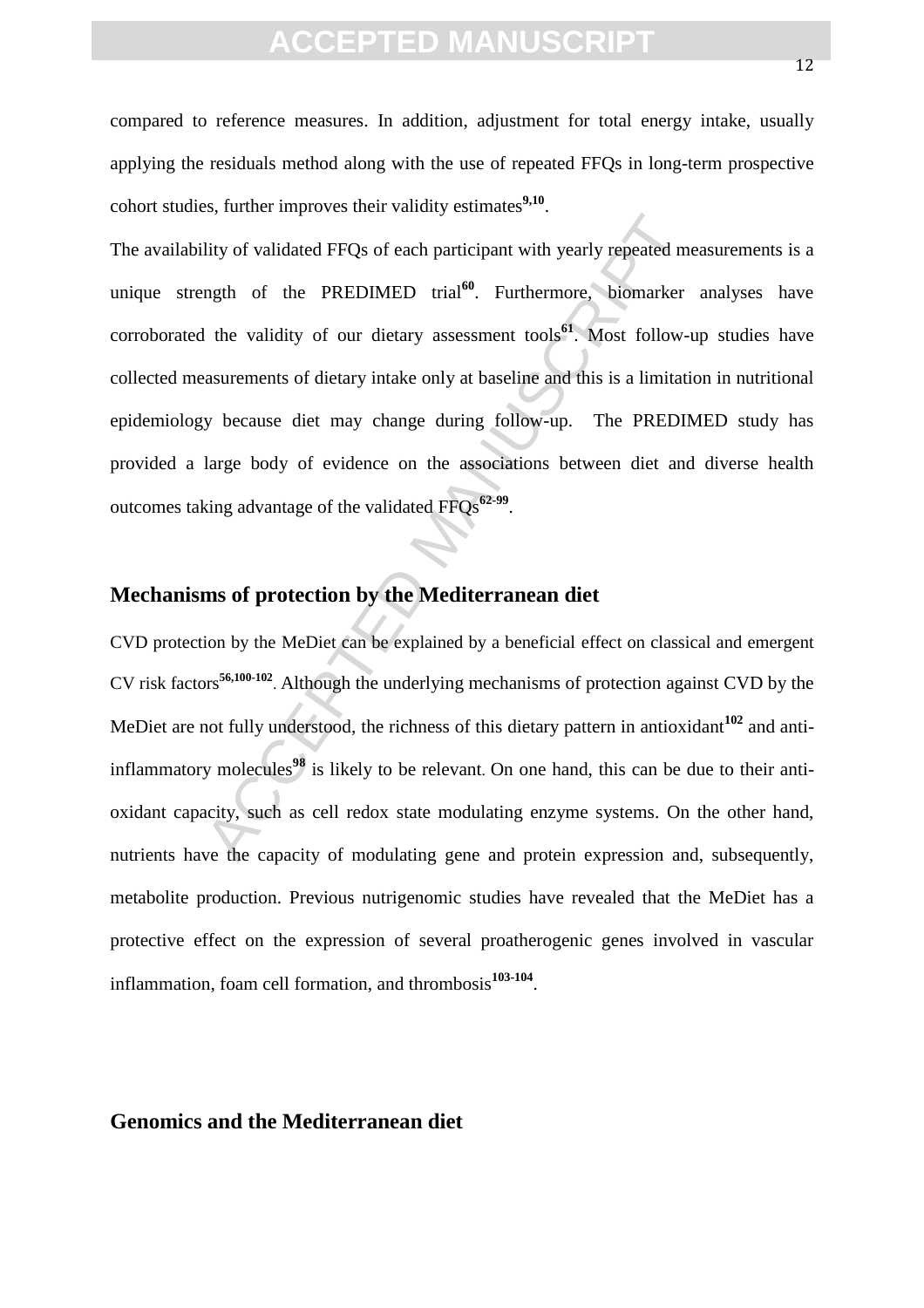compared to reference measures. In addition, adjustment for total energy intake, usually applying the residuals method along with the use of repeated FFQs in long-term prospective cohort studies, further improves their validity estimates[9,10].

The availability of validated FFQs of each participant with yearly repeated measurements is a unique strength of the PREDIMED trial[60]. Furthermore, biomarker analyses have corroborated the validity of our dietary assessment tools[61]. Most follow-up studies have collected measurements of dietary intake only at baseline and this is a limitation in nutritional epidemiology because diet may change during follow-up. The PREDIMED study has provided a large body of evidence on the associations between diet and diverse health outcomes taking advantage of the validated FFQs[62-99].

## Mechanisms of protection by the Mediterranean diet

CVD protection by the MeDiet can be explained by a beneficial effect on classical and emergent CV risk factors[56,100-102]. Although the underlying mechanisms of protection against CVD by the MeDiet are not fully understood, the richness of this dietary pattern in antioxidant[102] and anti-inflammatory molecules[98] is likely to be relevant. On one hand, this can be due to their anti-oxidant capacity, such as cell redox state modulating enzyme systems. On the other hand, nutrients have the capacity of modulating gene and protein expression and, subsequently, metabolite production. Previous nutrigenomic studies have revealed that the MeDiet has a protective effect on the expression of several proatherogenic genes involved in vascular inflammation, foam cell formation, and thrombosis[103-104].

## Genomics and the Mediterranean diet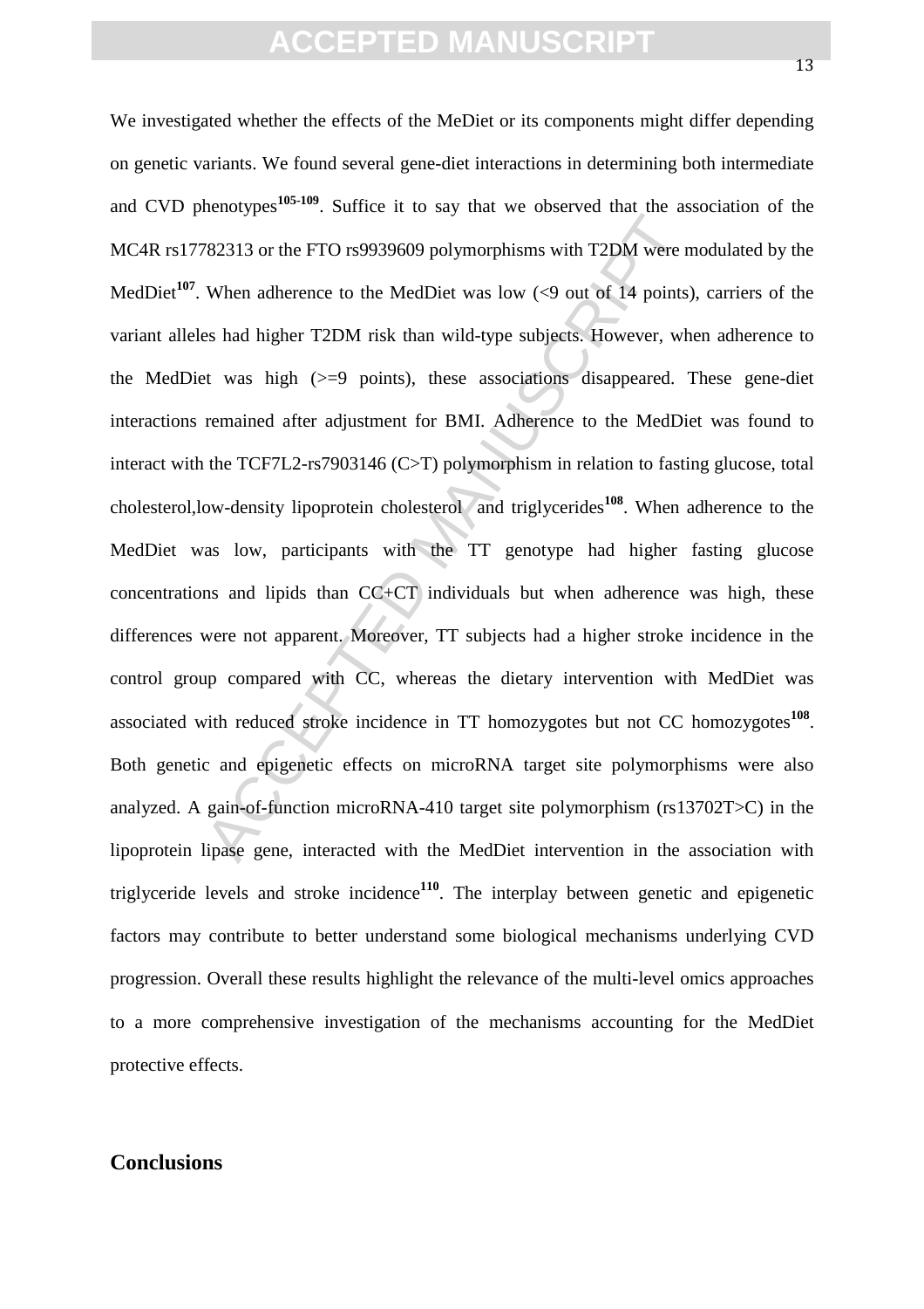We investigated whether the effects of the MeDiet or its components might differ depending on genetic variants. We found several gene-diet interactions in determining both intermediate and CVD phenotypes[105-109]. Suffice it to say that we observed that the association of the MC4R rs17782313 or the FTO rs9939609 polymorphisms with T2DM were modulated by the MedDiet[107]. When adherence to the MedDiet was low (<9 out of 14 points), carriers of the variant alleles had higher T2DM risk than wild-type subjects. However, when adherence to the MedDiet was high (>=9 points), these associations disappeared. These gene-diet interactions remained after adjustment for BMI. Adherence to the MedDiet was found to interact with the TCF7L2-rs7903146 (C>T) polymorphism in relation to fasting glucose, total cholesterol,low-density lipoprotein cholesterol  and triglycerides[108]. When adherence to the MedDiet was low, participants with the TT genotype had higher fasting glucose concentrations and lipids than CC+CT individuals but when adherence was high, these differences were not apparent. Moreover, TT subjects had a higher stroke incidence in the control group compared with CC, whereas the dietary intervention with MedDiet was associated with reduced stroke incidence in TT homozygotes but not CC homozygotes[108]. Both genetic and epigenetic effects on microRNA target site polymorphisms were also analyzed. A gain-of-function microRNA-410 target site polymorphism (rs13702T>C) in the lipoprotein lipase gene, interacted with the MedDiet intervention in the association with triglyceride levels and stroke incidence[110]. The interplay between genetic and epigenetic factors may contribute to better understand some biological mechanisms underlying CVD progression. Overall these results highlight the relevance of the multi-level omics approaches to a more comprehensive investigation of the mechanisms accounting for the MedDiet protective effects.

## Conclusions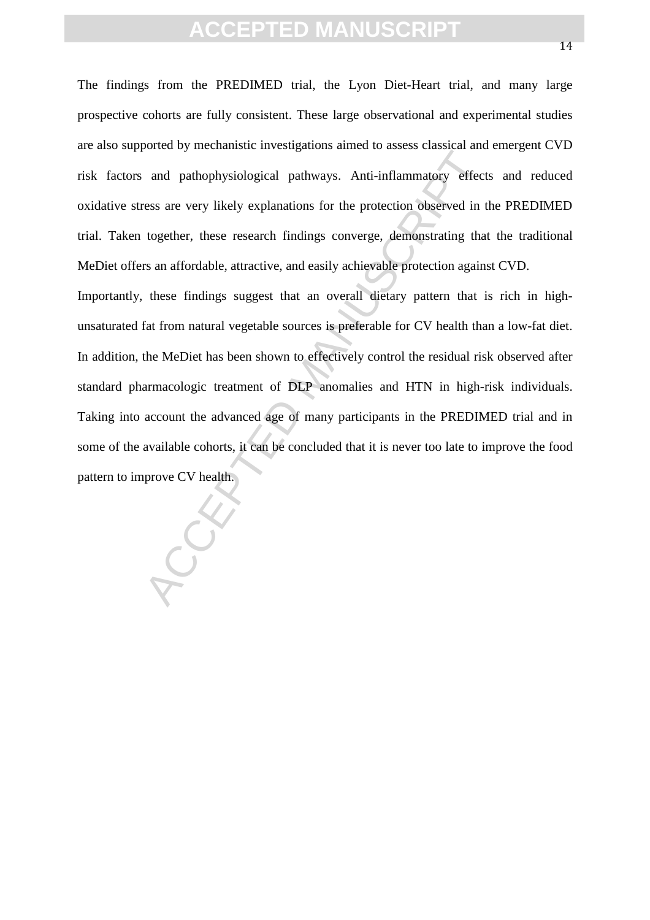The findings from the PREDIMED trial, the Lyon Diet-Heart trial, and many large prospective cohorts are fully consistent. These large observational and experimental studies are also supported by mechanistic investigations aimed to assess classical and emergent CVD risk factors and pathophysiological pathways. Anti-inflammatory effects and reduced oxidative stress are very likely explanations for the protection observed in the PREDIMED trial. Taken together, these research findings converge, demonstrating that the traditional MeDiet offers an affordable, attractive, and easily achievable protection against CVD.

Importantly, these findings suggest that an overall dietary pattern that is rich in high-unsaturated fat from natural vegetable sources is preferable for CV health than a low-fat diet. In addition, the MeDiet has been shown to effectively control the residual risk observed after standard pharmacologic treatment of DLP anomalies and HTN in high-risk individuals. Taking into account the advanced age of many participants in the PREDIMED trial and in some of the available cohorts, it can be concluded that it is never too late to improve the food pattern to improve CV health.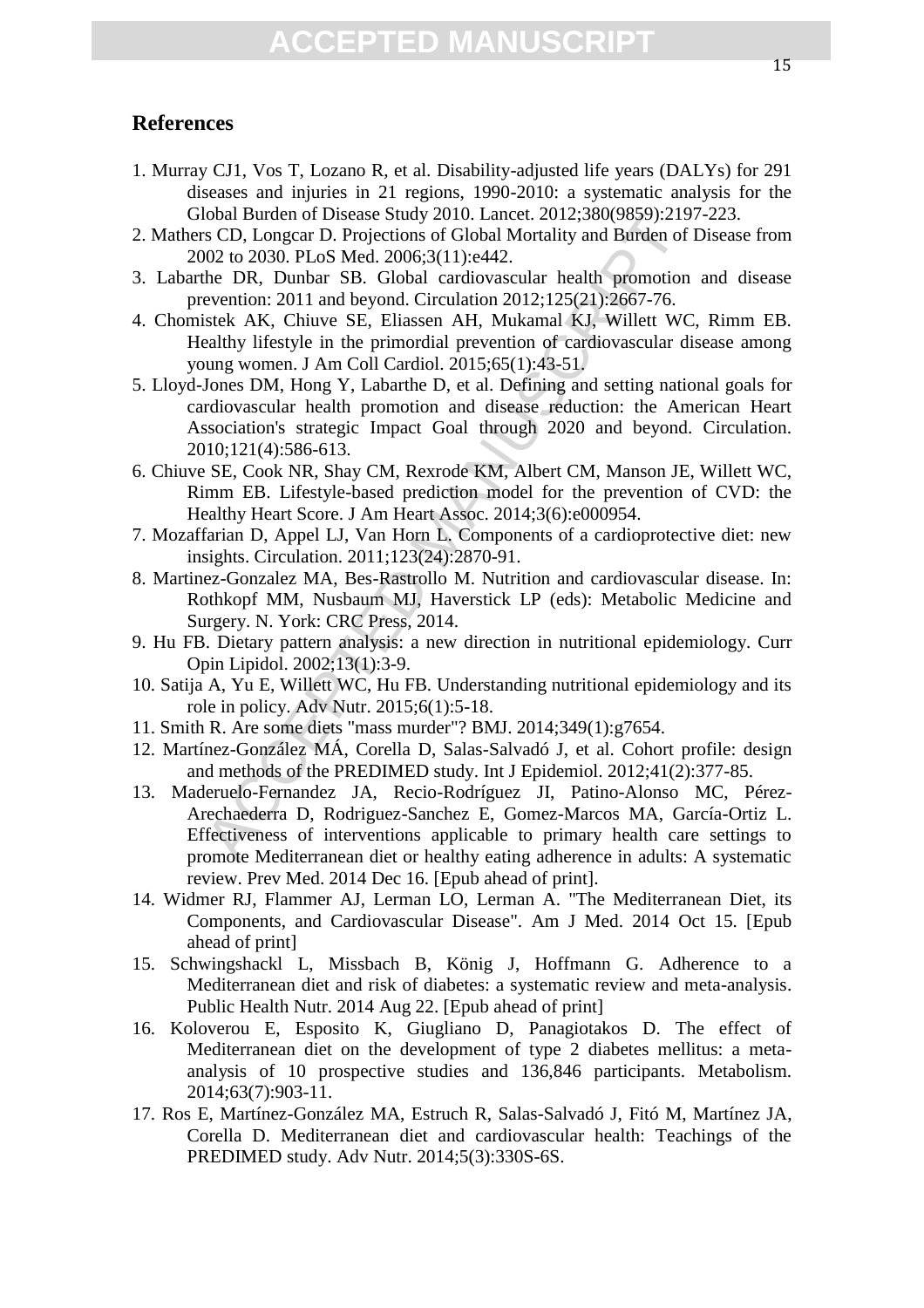## References

1. Murray CJ1, Vos T, Lozano R, et al. Disability-adjusted life years (DALYs) for 291 diseases and injuries in 21 regions, 1990-2010: a systematic analysis for the Global Burden of Disease Study 2010. Lancet. 2012;380(9859):2197-223.
2. Mathers CD, Longcar D. Projections of Global Mortality and Burden of Disease from 2002 to 2030. PLoS Med. 2006;3(11):e442.
3. Labarthe DR, Dunbar SB. Global cardiovascular health promotion and disease prevention: 2011 and beyond. Circulation 2012;125(21):2667-76.
4. Chomistek AK, Chiuve SE, Eliassen AH, Mukamal KJ, Willett WC, Rimm EB. Healthy lifestyle in the primordial prevention of cardiovascular disease among young women. J Am Coll Cardiol. 2015;65(1):43-51.
5. Lloyd-Jones DM, Hong Y, Labarthe D, et al. Defining and setting national goals for cardiovascular health promotion and disease reduction: the American Heart Association's strategic Impact Goal through 2020 and beyond. Circulation. 2010;121(4):586-613.
6. Chiuve SE, Cook NR, Shay CM, Rexrode KM, Albert CM, Manson JE, Willett WC, Rimm EB. Lifestyle-based prediction model for the prevention of CVD: the Healthy Heart Score. J Am Heart Assoc. 2014;3(6):e000954.
7. Mozaffarian D, Appel LJ, Van Horn L. Components of a cardioprotective diet: new insights. Circulation. 2011;123(24):2870-91.
8. Martinez-Gonzalez MA, Bes-Rastrollo M. Nutrition and cardiovascular disease. In: Rothkopf MM, Nusbaum MJ, Haverstick LP (eds): Metabolic Medicine and Surgery. N. York: CRC Press, 2014.
9. Hu FB. Dietary pattern analysis: a new direction in nutritional epidemiology. Curr Opin Lipidol. 2002;13(1):3-9.
10. Satija A, Yu E, Willett WC, Hu FB. Understanding nutritional epidemiology and its role in policy. Adv Nutr. 2015;6(1):5-18.
11. Smith R. Are some diets "mass murder"? BMJ. 2014;349(1):g7654.
12. Martínez-González MÁ, Corella D, Salas-Salvadó J, et al. Cohort profile: design and methods of the PREDIMED study. Int J Epidemiol. 2012;41(2):377-85.
13. Maderuelo-Fernandez JA, Recio-Rodríguez JI, Patino-Alonso MC, Pérez-Arechaederra D, Rodriguez-Sanchez E, Gomez-Marcos MA, García-Ortiz L. Effectiveness of interventions applicable to primary health care settings to promote Mediterranean diet or healthy eating adherence in adults: A systematic review. Prev Med. 2014 Dec 16. [Epub ahead of print].
14. Widmer RJ, Flammer AJ, Lerman LO, Lerman A. "The Mediterranean Diet, its Components, and Cardiovascular Disease". Am J Med. 2014 Oct 15. [Epub ahead of print]
15. Schwingshackl L, Missbach B, König J, Hoffmann G. Adherence to a Mediterranean diet and risk of diabetes: a systematic review and meta-analysis. Public Health Nutr. 2014 Aug 22. [Epub ahead of print]
16. Koloverou E, Esposito K, Giugliano D, Panagiotakos D. The effect of Mediterranean diet on the development of type 2 diabetes mellitus: a meta-analysis of 10 prospective studies and 136,846 participants. Metabolism. 2014;63(7):903-11.
17. Ros E, Martínez-González MA, Estruch R, Salas-Salvadó J, Fitó M, Martínez JA, Corella D. Mediterranean diet and cardiovascular health: Teachings of the PREDIMED study. Adv Nutr. 2014;5(3):330S-6S.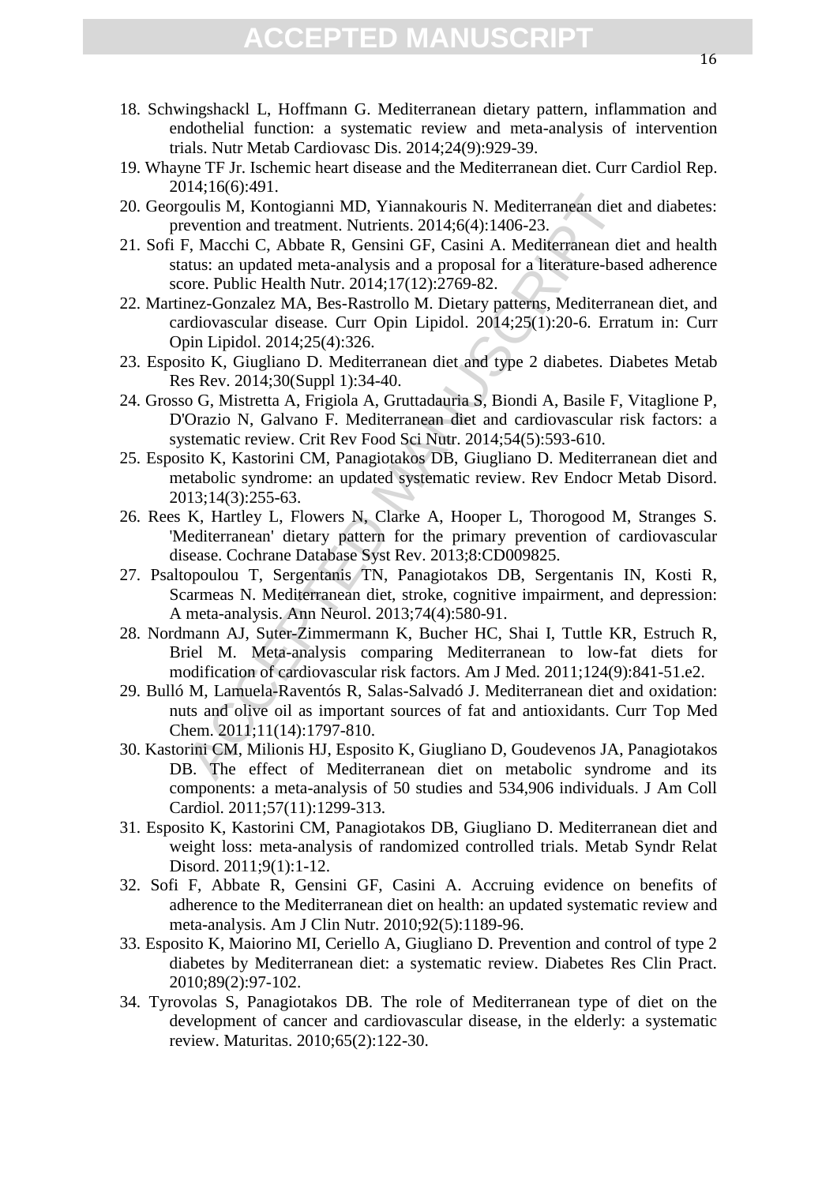18. Schwingshackl L, Hoffmann G. Mediterranean dietary pattern, inflammation and endothelial function: a systematic review and meta-analysis of intervention trials. Nutr Metab Cardiovasc Dis. 2014;24(9):929-39.
19. Whayne TF Jr. Ischemic heart disease and the Mediterranean diet. Curr Cardiol Rep. 2014;16(6):491.
20. Georgoulis M, Kontogianni MD, Yiannakouris N. Mediterranean diet and diabetes: prevention and treatment. Nutrients. 2014;6(4):1406-23.
21. Sofi F, Macchi C, Abbate R, Gensini GF, Casini A. Mediterranean diet and health status: an updated meta-analysis and a proposal for a literature-based adherence score. Public Health Nutr. 2014;17(12):2769-82.
22. Martinez-Gonzalez MA, Bes-Rastrollo M. Dietary patterns, Mediterranean diet, and cardiovascular disease. Curr Opin Lipidol. 2014;25(1):20-6. Erratum in: Curr Opin Lipidol. 2014;25(4):326.
23. Esposito K, Giugliano D. Mediterranean diet and type 2 diabetes. Diabetes Metab Res Rev. 2014;30(Suppl 1):34-40.
24. Grosso G, Mistretta A, Frigiola A, Gruttadauria S, Biondi A, Basile F, Vitaglione P, D'Orazio N, Galvano F. Mediterranean diet and cardiovascular risk factors: a systematic review. Crit Rev Food Sci Nutr. 2014;54(5):593-610.
25. Esposito K, Kastorini CM, Panagiotakos DB, Giugliano D. Mediterranean diet and metabolic syndrome: an updated systematic review. Rev Endocr Metab Disord. 2013;14(3):255-63.
26. Rees K, Hartley L, Flowers N, Clarke A, Hooper L, Thorogood M, Stranges S. 'Mediterranean' dietary pattern for the primary prevention of cardiovascular disease. Cochrane Database Syst Rev. 2013;8:CD009825.
27. Psaltopoulou T, Sergentanis TN, Panagiotakos DB, Sergentanis IN, Kosti R, Scarmeas N. Mediterranean diet, stroke, cognitive impairment, and depression: A meta-analysis. Ann Neurol. 2013;74(4):580-91.
28. Nordmann AJ, Suter-Zimmermann K, Bucher HC, Shai I, Tuttle KR, Estruch R, Briel M. Meta-analysis comparing Mediterranean to low-fat diets for modification of cardiovascular risk factors. Am J Med. 2011;124(9):841-51.e2.
29. Bulló M, Lamuela-Raventós R, Salas-Salvadó J. Mediterranean diet and oxidation: nuts and olive oil as important sources of fat and antioxidants. Curr Top Med Chem. 2011;11(14):1797-810.
30. Kastorini CM, Milionis HJ, Esposito K, Giugliano D, Goudevenos JA, Panagiotakos DB. The effect of Mediterranean diet on metabolic syndrome and its components: a meta-analysis of 50 studies and 534,906 individuals. J Am Coll Cardiol. 2011;57(11):1299-313.
31. Esposito K, Kastorini CM, Panagiotakos DB, Giugliano D. Mediterranean diet and weight loss: meta-analysis of randomized controlled trials. Metab Syndr Relat Disord. 2011;9(1):1-12.
32. Sofi F, Abbate R, Gensini GF, Casini A. Accruing evidence on benefits of adherence to the Mediterranean diet on health: an updated systematic review and meta-analysis. Am J Clin Nutr. 2010;92(5):1189-96.
33. Esposito K, Maiorino MI, Ceriello A, Giugliano D. Prevention and control of type 2 diabetes by Mediterranean diet: a systematic review. Diabetes Res Clin Pract. 2010;89(2):97-102.
34. Tyrovolas S, Panagiotakos DB. The role of Mediterranean type of diet on the development of cancer and cardiovascular disease, in the elderly: a systematic review. Maturitas. 2010;65(2):122-30.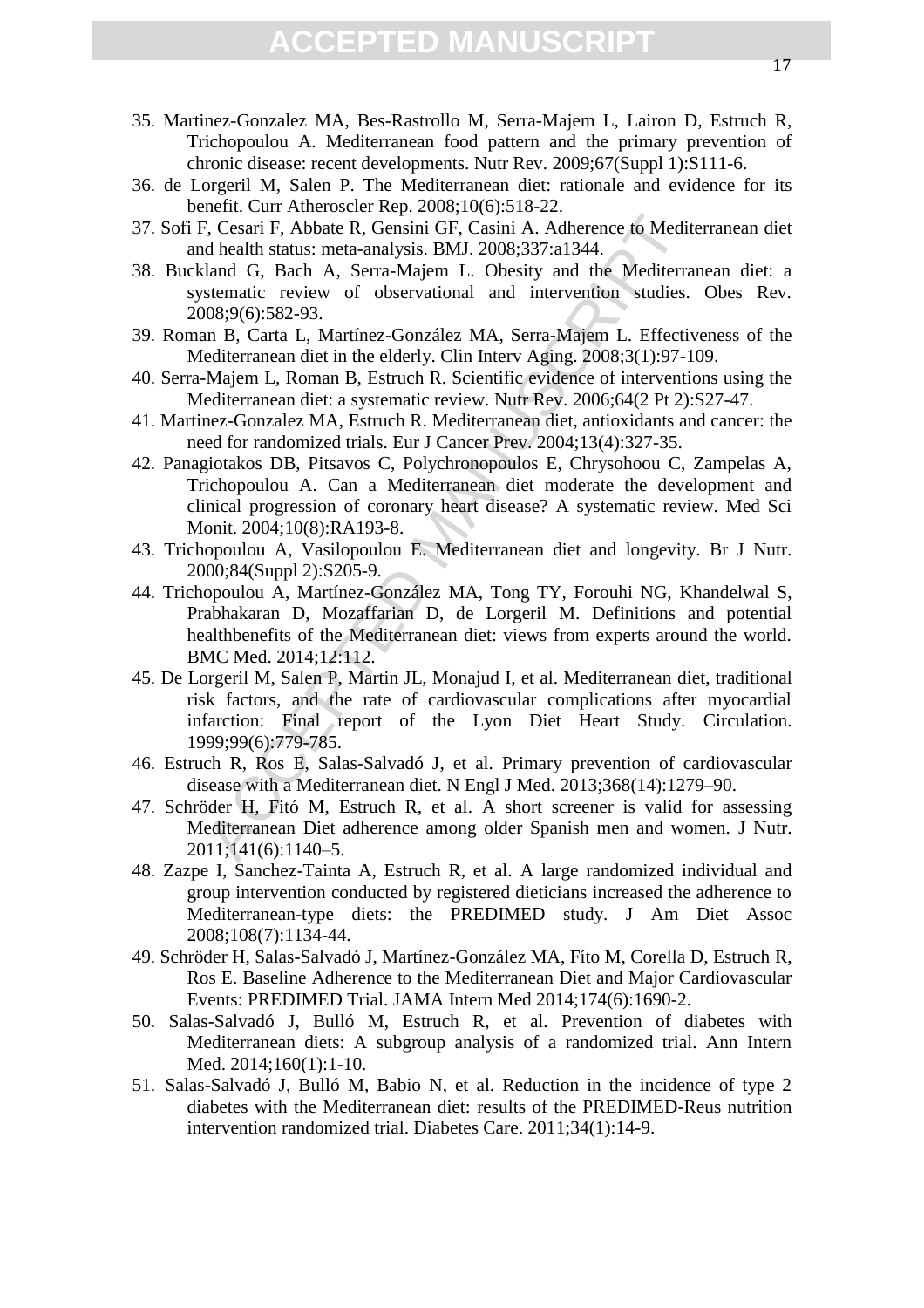35. Martinez-Gonzalez MA, Bes-Rastrollo M, Serra-Majem L, Lairon D, Estruch R, Trichopoulou A. Mediterranean food pattern and the primary prevention of chronic disease: recent developments. Nutr Rev. 2009;67(Suppl 1):S111-6.
36. de Lorgeril M, Salen P. The Mediterranean diet: rationale and evidence for its benefit. Curr Atheroscler Rep. 2008;10(6):518-22.
37. Sofi F, Cesari F, Abbate R, Gensini GF, Casini A. Adherence to Mediterranean diet and health status: meta-analysis. BMJ. 2008;337:a1344.
38. Buckland G, Bach A, Serra-Majem L. Obesity and the Mediterranean diet: a systematic review of observational and intervention studies. Obes Rev. 2008;9(6):582-93.
39. Roman B, Carta L, Martínez-González MA, Serra-Majem L. Effectiveness of the Mediterranean diet in the elderly. Clin Interv Aging. 2008;3(1):97-109.
40. Serra-Majem L, Roman B, Estruch R. Scientific evidence of interventions using the Mediterranean diet: a systematic review. Nutr Rev. 2006;64(2 Pt 2):S27-47.
41. Martinez-Gonzalez MA, Estruch R. Mediterranean diet, antioxidants and cancer: the need for randomized trials. Eur J Cancer Prev. 2004;13(4):327-35.
42. Panagiotakos DB, Pitsavos C, Polychronopoulos E, Chrysohoou C, Zampelas A, Trichopoulou A. Can a Mediterranean diet moderate the development and clinical progression of coronary heart disease? A systematic review. Med Sci Monit. 2004;10(8):RA193-8.
43. Trichopoulou A, Vasilopoulou E. Mediterranean diet and longevity. Br J Nutr. 2000;84(Suppl 2):S205-9.
44. Trichopoulou A, Martínez-González MA, Tong TY, Forouhi NG, Khandelwal S, Prabhakaran D, Mozaffarian D, de Lorgeril M. Definitions and potential healthbenefits of the Mediterranean diet: views from experts around the world. BMC Med. 2014;12:112.
45. De Lorgeril M, Salen P, Martin JL, Monajud I, et al. Mediterranean diet, traditional risk factors, and the rate of cardiovascular complications after myocardial infarction: Final report of the Lyon Diet Heart Study. Circulation. 1999;99(6):779-785.
46. Estruch R, Ros E, Salas-Salvadó J, et al. Primary prevention of cardiovascular disease with a Mediterranean diet. N Engl J Med. 2013;368(14):1279–90.
47. Schröder H, Fitó M, Estruch R, et al. A short screener is valid for assessing Mediterranean Diet adherence among older Spanish men and women. J Nutr. 2011;141(6):1140–5.
48. Zazpe I, Sanchez-Tainta A, Estruch R, et al. A large randomized individual and group intervention conducted by registered dieticians increased the adherence to Mediterranean-type diets: the PREDIMED study. J Am Diet Assoc 2008;108(7):1134-44.
49. Schröder H, Salas-Salvadó J, Martínez-González MA, Fíto M, Corella D, Estruch R, Ros E. Baseline Adherence to the Mediterranean Diet and Major Cardiovascular Events: PREDIMED Trial. JAMA Intern Med 2014;174(6):1690-2.
50. Salas-Salvadó J, Bulló M, Estruch R, et al. Prevention of diabetes with Mediterranean diets: A subgroup analysis of a randomized trial. Ann Intern Med. 2014;160(1):1-10.
51. Salas-Salvadó J, Bulló M, Babio N, et al. Reduction in the incidence of type 2 diabetes with the Mediterranean diet: results of the PREDIMED-Reus nutrition intervention randomized trial. Diabetes Care. 2011;34(1):14-9.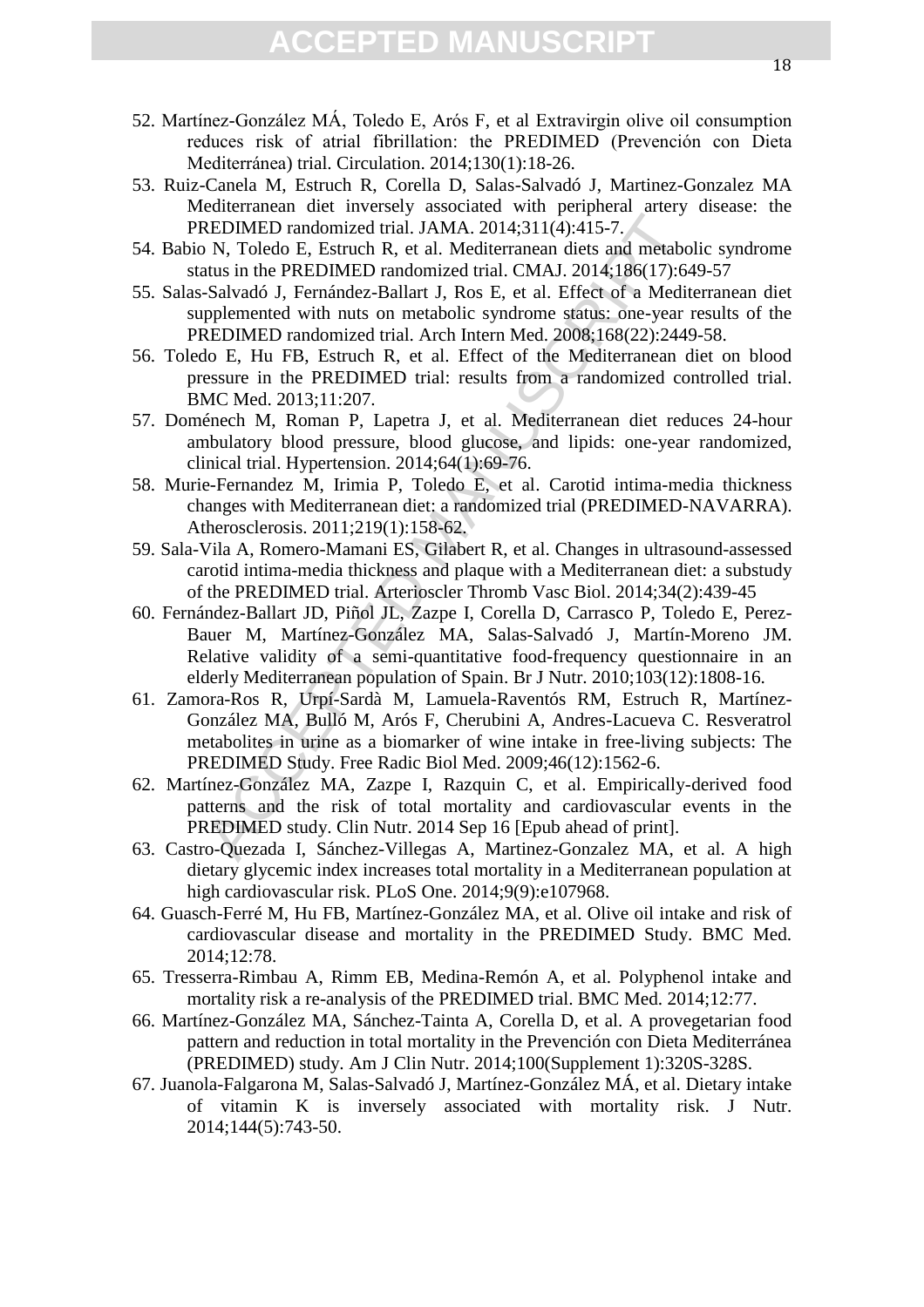52. Martínez-González MÁ, Toledo E, Arós F, et al Extravirgin olive oil consumption reduces risk of atrial fibrillation: the PREDIMED (Prevención con Dieta Mediterránea) trial. Circulation. 2014;130(1):18-26.
53. Ruiz-Canela M, Estruch R, Corella D, Salas-Salvadó J, Martinez-Gonzalez MA Mediterranean diet inversely associated with peripheral artery disease: the PREDIMED randomized trial. JAMA. 2014;311(4):415-7.
54. Babio N, Toledo E, Estruch R, et al. Mediterranean diets and metabolic syndrome status in the PREDIMED randomized trial. CMAJ. 2014;186(17):649-57
55. Salas-Salvadó J, Fernández-Ballart J, Ros E, et al. Effect of a Mediterranean diet supplemented with nuts on metabolic syndrome status: one-year results of the PREDIMED randomized trial. Arch Intern Med. 2008;168(22):2449-58.
56. Toledo E, Hu FB, Estruch R, et al. Effect of the Mediterranean diet on blood pressure in the PREDIMED trial: results from a randomized controlled trial. BMC Med. 2013;11:207.
57. Doménech M, Roman P, Lapetra J, et al. Mediterranean diet reduces 24-hour ambulatory blood pressure, blood glucose, and lipids: one-year randomized, clinical trial. Hypertension. 2014;64(1):69-76.
58. Murie-Fernandez M, Irimia P, Toledo E, et al. Carotid intima-media thickness changes with Mediterranean diet: a randomized trial (PREDIMED-NAVARRA). Atherosclerosis. 2011;219(1):158-62.
59. Sala-Vila A, Romero-Mamani ES, Gilabert R, et al. Changes in ultrasound-assessed carotid intima-media thickness and plaque with a Mediterranean diet: a substudy of the PREDIMED trial. Arterioscler Thromb Vasc Biol. 2014;34(2):439-45
60. Fernández-Ballart JD, Piñol JL, Zazpe I, Corella D, Carrasco P, Toledo E, Perez-Bauer M, Martínez-González MA, Salas-Salvadó J, Martín-Moreno JM. Relative validity of a semi-quantitative food-frequency questionnaire in an elderly Mediterranean population of Spain. Br J Nutr. 2010;103(12):1808-16.
61. Zamora-Ros R, Urpí-Sardà M, Lamuela-Raventós RM, Estruch R, Martínez-González MA, Bulló M, Arós F, Cherubini A, Andres-Lacueva C. Resveratrol metabolites in urine as a biomarker of wine intake in free-living subjects: The PREDIMED Study. Free Radic Biol Med. 2009;46(12):1562-6.
62. Martínez-González MA, Zazpe I, Razquin C, et al. Empirically-derived food patterns and the risk of total mortality and cardiovascular events in the PREDIMED study. Clin Nutr. 2014 Sep 16 [Epub ahead of print].
63. Castro-Quezada I, Sánchez-Villegas A, Martinez-Gonzalez MA, et al. A high dietary glycemic index increases total mortality in a Mediterranean population at high cardiovascular risk. PLoS One. 2014;9(9):e107968.
64. Guasch-Ferré M, Hu FB, Martínez-González MA, et al. Olive oil intake and risk of cardiovascular disease and mortality in the PREDIMED Study. BMC Med. 2014;12:78.
65. Tresserra-Rimbau A, Rimm EB, Medina-Remón A, et al. Polyphenol intake and mortality risk a re-analysis of the PREDIMED trial. BMC Med. 2014;12:77.
66. Martínez-González MA, Sánchez-Tainta A, Corella D, et al. A provegetarian food pattern and reduction in total mortality in the Prevención con Dieta Mediterránea (PREDIMED) study. Am J Clin Nutr. 2014;100(Supplement 1):320S-328S.
67. Juanola-Falgarona M, Salas-Salvadó J, Martínez-González MÁ, et al. Dietary intake of vitamin K is inversely associated with mortality risk. J Nutr. 2014;144(5):743-50.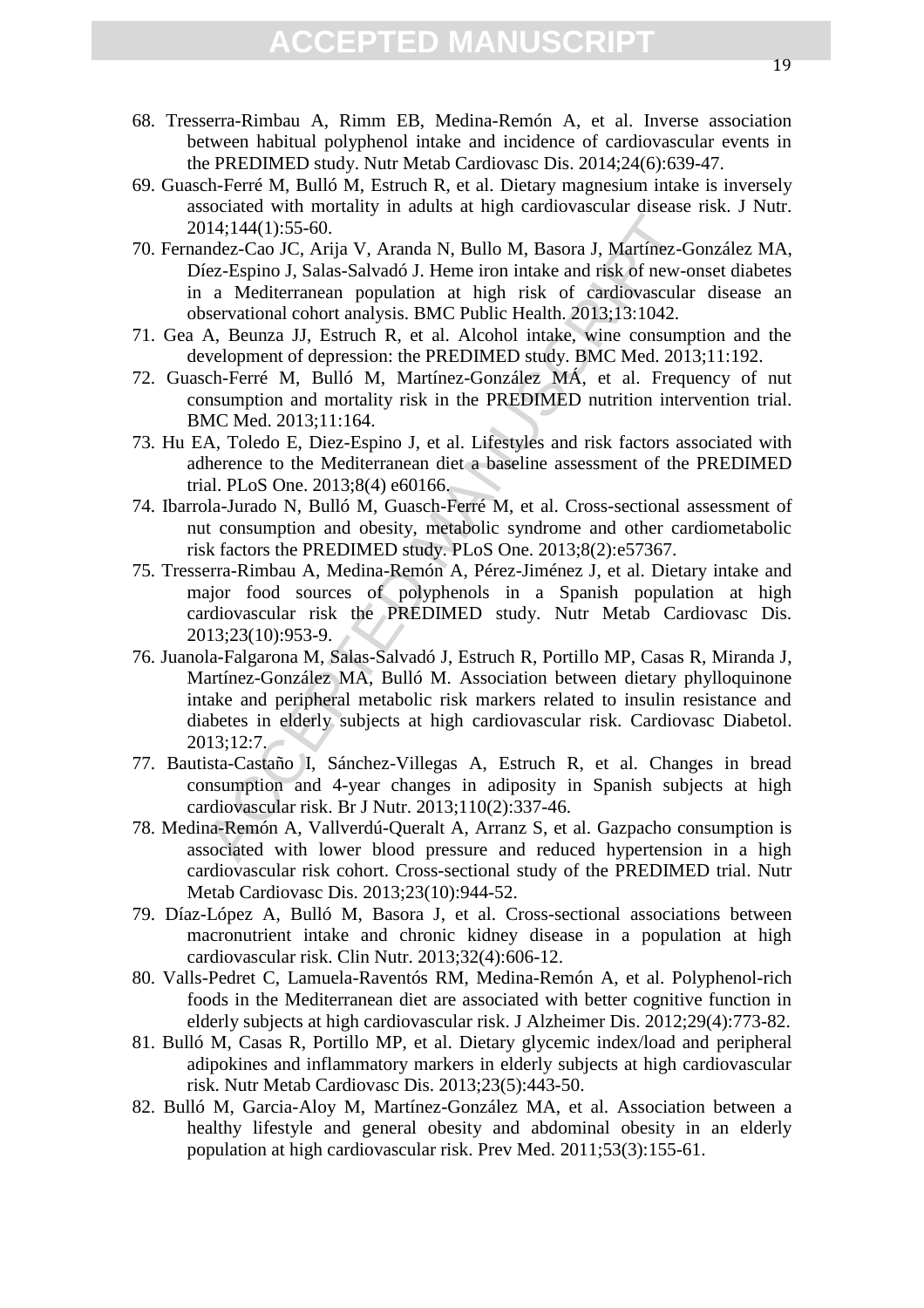68. Tresserra-Rimbau A, Rimm EB, Medina-Remón A, et al. Inverse association between habitual polyphenol intake and incidence of cardiovascular events in the PREDIMED study. Nutr Metab Cardiovasc Dis. 2014;24(6):639-47.
69. Guasch-Ferré M, Bulló M, Estruch R, et al. Dietary magnesium intake is inversely associated with mortality in adults at high cardiovascular disease risk. J Nutr. 2014;144(1):55-60.
70. Fernandez-Cao JC, Arija V, Aranda N, Bullo M, Basora J, Martínez-González MA, Díez-Espino J, Salas-Salvadó J. Heme iron intake and risk of new-onset diabetes in a Mediterranean population at high risk of cardiovascular disease an observational cohort analysis. BMC Public Health. 2013;13:1042.
71. Gea A, Beunza JJ, Estruch R, et al. Alcohol intake, wine consumption and the development of depression: the PREDIMED study. BMC Med. 2013;11:192.
72. Guasch-Ferré M, Bulló M, Martínez-González MÁ, et al. Frequency of nut consumption and mortality risk in the PREDIMED nutrition intervention trial. BMC Med. 2013;11:164.
73. Hu EA, Toledo E, Diez-Espino J, et al. Lifestyles and risk factors associated with adherence to the Mediterranean diet a baseline assessment of the PREDIMED trial. PLoS One. 2013;8(4) e60166.
74. Ibarrola-Jurado N, Bulló M, Guasch-Ferré M, et al. Cross-sectional assessment of nut consumption and obesity, metabolic syndrome and other cardiometabolic risk factors the PREDIMED study. PLoS One. 2013;8(2):e57367.
75. Tresserra-Rimbau A, Medina-Remón A, Pérez-Jiménez J, et al. Dietary intake and major food sources of polyphenols in a Spanish population at high cardiovascular risk the PREDIMED study. Nutr Metab Cardiovasc Dis. 2013;23(10):953-9.
76. Juanola-Falgarona M, Salas-Salvadó J, Estruch R, Portillo MP, Casas R, Miranda J, Martínez-González MA, Bulló M. Association between dietary phylloquinone intake and peripheral metabolic risk markers related to insulin resistance and diabetes in elderly subjects at high cardiovascular risk. Cardiovasc Diabetol. 2013;12:7.
77. Bautista-Castaño I, Sánchez-Villegas A, Estruch R, et al. Changes in bread consumption and 4-year changes in adiposity in Spanish subjects at high cardiovascular risk. Br J Nutr. 2013;110(2):337-46.
78. Medina-Remón A, Vallverdú-Queralt A, Arranz S, et al. Gazpacho consumption is associated with lower blood pressure and reduced hypertension in a high cardiovascular risk cohort. Cross-sectional study of the PREDIMED trial. Nutr Metab Cardiovasc Dis. 2013;23(10):944-52.
79. Díaz-López A, Bulló M, Basora J, et al. Cross-sectional associations between macronutrient intake and chronic kidney disease in a population at high cardiovascular risk. Clin Nutr. 2013;32(4):606-12.
80. Valls-Pedret C, Lamuela-Raventós RM, Medina-Remón A, et al. Polyphenol-rich foods in the Mediterranean diet are associated with better cognitive function in elderly subjects at high cardiovascular risk. J Alzheimer Dis. 2012;29(4):773-82.
81. Bulló M, Casas R, Portillo MP, et al. Dietary glycemic index/load and peripheral adipokines and inflammatory markers in elderly subjects at high cardiovascular risk. Nutr Metab Cardiovasc Dis. 2013;23(5):443-50.
82. Bulló M, Garcia-Aloy M, Martínez-González MA, et al. Association between a healthy lifestyle and general obesity and abdominal obesity in an elderly population at high cardiovascular risk. Prev Med. 2011;53(3):155-61.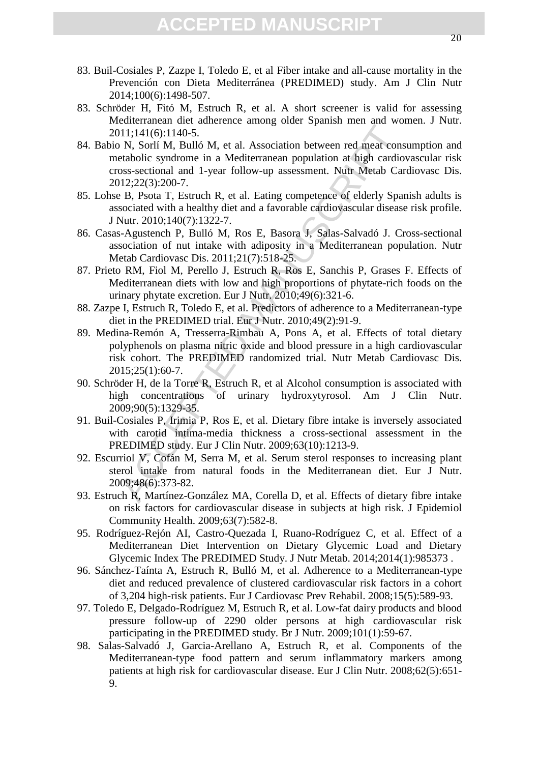83. Buil-Cosiales P, Zazpe I, Toledo E, et al Fiber intake and all-cause mortality in the Prevención con Dieta Mediterránea (PREDIMED) study. Am J Clin Nutr 2014;100(6):1498-507.
83. Schröder H, Fitó M, Estruch R, et al. A short screener is valid for assessing Mediterranean diet adherence among older Spanish men and women. J Nutr. 2011;141(6):1140-5.
84. Babio N, Sorlí M, Bulló M, et al. Association between red meat consumption and metabolic syndrome in a Mediterranean population at high cardiovascular risk cross-sectional and 1-year follow-up assessment. Nutr Metab Cardiovasc Dis. 2012;22(3):200-7.
85. Lohse B, Psota T, Estruch R, et al. Eating competence of elderly Spanish adults is associated with a healthy diet and a favorable cardiovascular disease risk profile. J Nutr. 2010;140(7):1322-7.
86. Casas-Agustench P, Bulló M, Ros E, Basora J, Salas-Salvadó J. Cross-sectional association of nut intake with adiposity in a Mediterranean population. Nutr Metab Cardiovasc Dis. 2011;21(7):518-25.
87. Prieto RM, Fiol M, Perello J, Estruch R, Ros E, Sanchis P, Grases F. Effects of Mediterranean diets with low and high proportions of phytate-rich foods on the urinary phytate excretion. Eur J Nutr. 2010;49(6):321-6.
88. Zazpe I, Estruch R, Toledo E, et al. Predictors of adherence to a Mediterranean-type diet in the PREDIMED trial. Eur J Nutr. 2010;49(2):91-9.
89. Medina-Remón A, Tresserra-Rimbau A, Pons A, et al. Effects of total dietary polyphenols on plasma nitric oxide and blood pressure in a high cardiovascular risk cohort. The PREDIMED randomized trial. Nutr Metab Cardiovasc Dis. 2015;25(1):60-7.
90. Schröder H, de la Torre R, Estruch R, et al Alcohol consumption is associated with high concentrations of urinary hydroxytyrosol. Am J Clin Nutr. 2009;90(5):1329-35.
91. Buil-Cosiales P, Irimia P, Ros E, et al. Dietary fibre intake is inversely associated with carotid intima-media thickness a cross-sectional assessment in the PREDIMED study. Eur J Clin Nutr. 2009;63(10):1213-9.
92. Escurriol V, Cofán M, Serra M, et al. Serum sterol responses to increasing plant sterol intake from natural foods in the Mediterranean diet. Eur J Nutr. 2009;48(6):373-82.
93. Estruch R, Martínez-González MA, Corella D, et al. Effects of dietary fibre intake on risk factors for cardiovascular disease in subjects at high risk. J Epidemiol Community Health. 2009;63(7):582-8.
95. Rodríguez-Rejón AI, Castro-Quezada I, Ruano-Rodríguez C, et al. Effect of a Mediterranean Diet Intervention on Dietary Glycemic Load and Dietary Glycemic Index The PREDIMED Study. J Nutr Metab. 2014;2014(1):985373 .
96. Sánchez-Taínta A, Estruch R, Bulló M, et al. Adherence to a Mediterranean-type diet and reduced prevalence of clustered cardiovascular risk factors in a cohort of 3,204 high-risk patients. Eur J Cardiovasc Prev Rehabil. 2008;15(5):589-93.
97. Toledo E, Delgado-Rodríguez M, Estruch R, et al. Low-fat dairy products and blood pressure follow-up of 2290 older persons at high cardiovascular risk participating in the PREDIMED study. Br J Nutr. 2009;101(1):59-67.
98. Salas-Salvadó J, Garcia-Arellano A, Estruch R, et al. Components of the Mediterranean-type food pattern and serum inflammatory markers among patients at high risk for cardiovascular disease. Eur J Clin Nutr. 2008;62(5):651-9.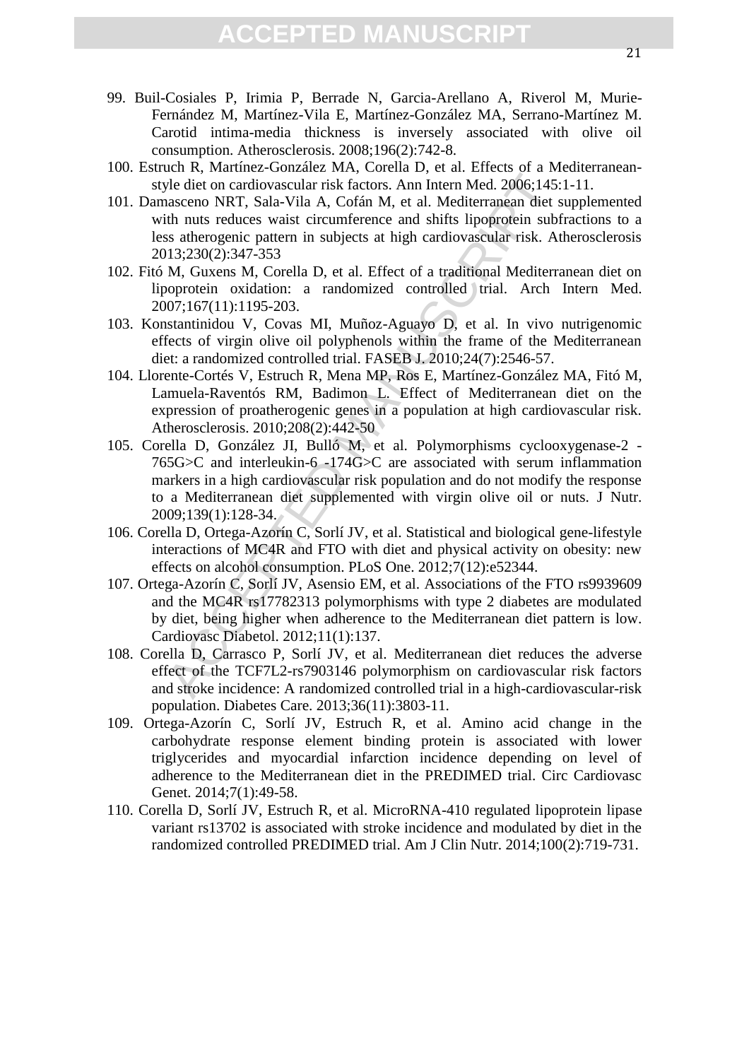99. Buil-Cosiales P, Irimia P, Berrade N, Garcia-Arellano A, Riverol M, Murie-Fernández M, Martínez-Vila E, Martínez-González MA, Serrano-Martínez M. Carotid intima-media thickness is inversely associated with olive oil consumption. Atherosclerosis. 2008;196(2):742-8.
100. Estruch R, Martínez-González MA, Corella D, et al. Effects of a Mediterranean-style diet on cardiovascular risk factors. Ann Intern Med. 2006;145:1-11.
101. Damasceno NRT, Sala-Vila A, Cofán M, et al. Mediterranean diet supplemented with nuts reduces waist circumference and shifts lipoprotein subfractions to a less atherogenic pattern in subjects at high cardiovascular risk. Atherosclerosis 2013;230(2):347-353
102. Fitó M, Guxens M, Corella D, et al. Effect of a traditional Mediterranean diet on lipoprotein oxidation: a randomized controlled trial. Arch Intern Med. 2007;167(11):1195-203.
103. Konstantinidou V, Covas MI, Muñoz-Aguayo D, et al. In vivo nutrigenomic effects of virgin olive oil polyphenols within the frame of the Mediterranean diet: a randomized controlled trial. FASEB J. 2010;24(7):2546-57.
104. Llorente-Cortés V, Estruch R, Mena MP, Ros E, Martínez-González MA, Fitó M, Lamuela-Raventós RM, Badimon L. Effect of Mediterranean diet on the expression of proatherogenic genes in a population at high cardiovascular risk. Atherosclerosis. 2010;208(2):442-50
105. Corella D, González JI, Bulló M, et al. Polymorphisms cyclooxygenase-2 -765G>C and interleukin-6 -174G>C are associated with serum inflammation markers in a high cardiovascular risk population and do not modify the response to a Mediterranean diet supplemented with virgin olive oil or nuts. J Nutr. 2009;139(1):128-34.
106. Corella D, Ortega-Azorín C, Sorlí JV, et al. Statistical and biological gene-lifestyle interactions of MC4R and FTO with diet and physical activity on obesity: new effects on alcohol consumption. PLoS One. 2012;7(12):e52344.
107. Ortega-Azorín C, Sorlí JV, Asensio EM, et al. Associations of the FTO rs9939609 and the MC4R rs17782313 polymorphisms with type 2 diabetes are modulated by diet, being higher when adherence to the Mediterranean diet pattern is low. Cardiovasc Diabetol. 2012;11(1):137.
108. Corella D, Carrasco P, Sorlí JV, et al. Mediterranean diet reduces the adverse effect of the TCF7L2-rs7903146 polymorphism on cardiovascular risk factors and stroke incidence: A randomized controlled trial in a high-cardiovascular-risk population. Diabetes Care. 2013;36(11):3803-11.
109. Ortega-Azorín C, Sorlí JV, Estruch R, et al. Amino acid change in the carbohydrate response element binding protein is associated with lower triglycerides and myocardial infarction incidence depending on level of adherence to the Mediterranean diet in the PREDIMED trial. Circ Cardiovasc Genet. 2014;7(1):49-58.
110. Corella D, Sorlí JV, Estruch R, et al. MicroRNA-410 regulated lipoprotein lipase variant rs13702 is associated with stroke incidence and modulated by diet in the randomized controlled PREDIMED trial. Am J Clin Nutr. 2014;100(2):719-731.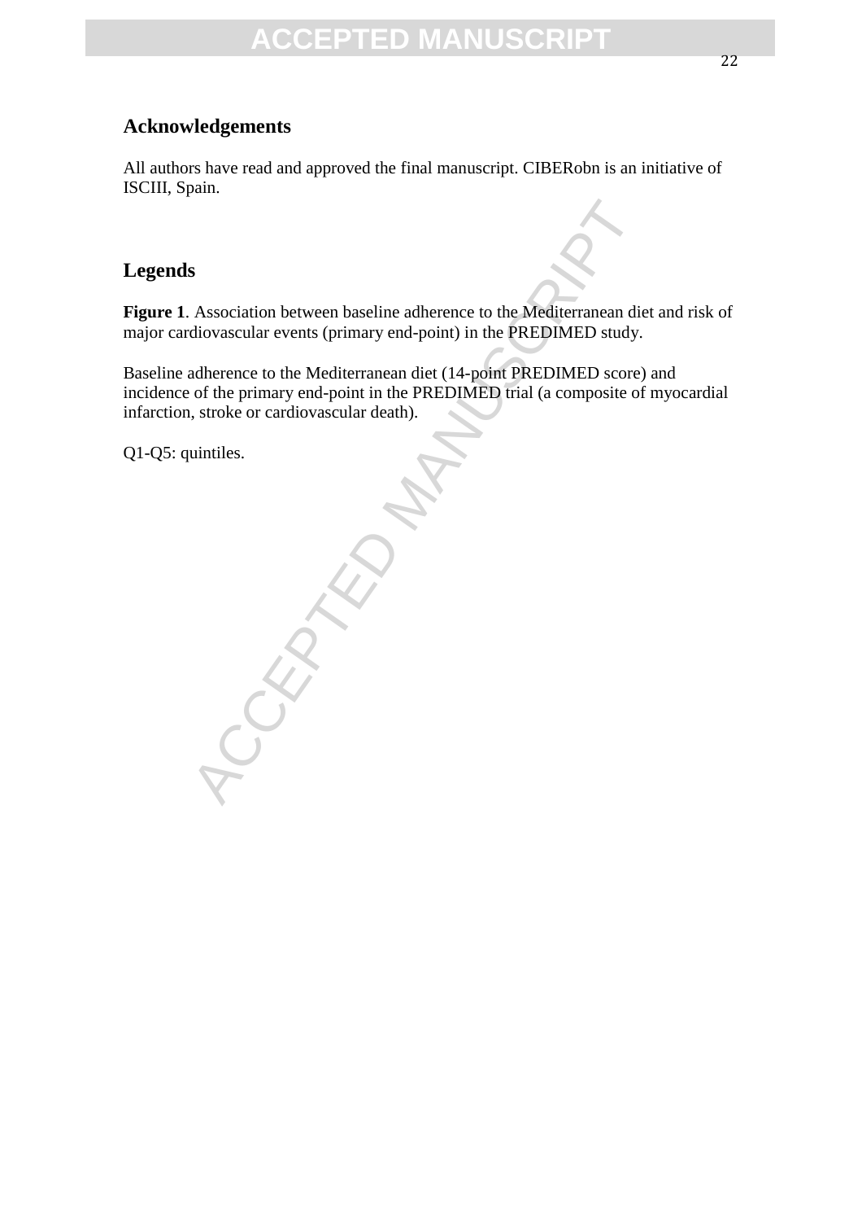## Acknowledgements

All authors have read and approved the final manuscript. CIBERobn is an initiative of ISCIII, Spain.

## Legends

**Figure 1**. Association between baseline adherence to the Mediterranean diet and risk of major cardiovascular events (primary end-point) in the PREDIMED study.

Baseline adherence to the Mediterranean diet (14-point PREDIMED score) and incidence of the primary end-point in the PREDIMED trial (a composite of myocardial infarction, stroke or cardiovascular death).

Q1-Q5: quintiles.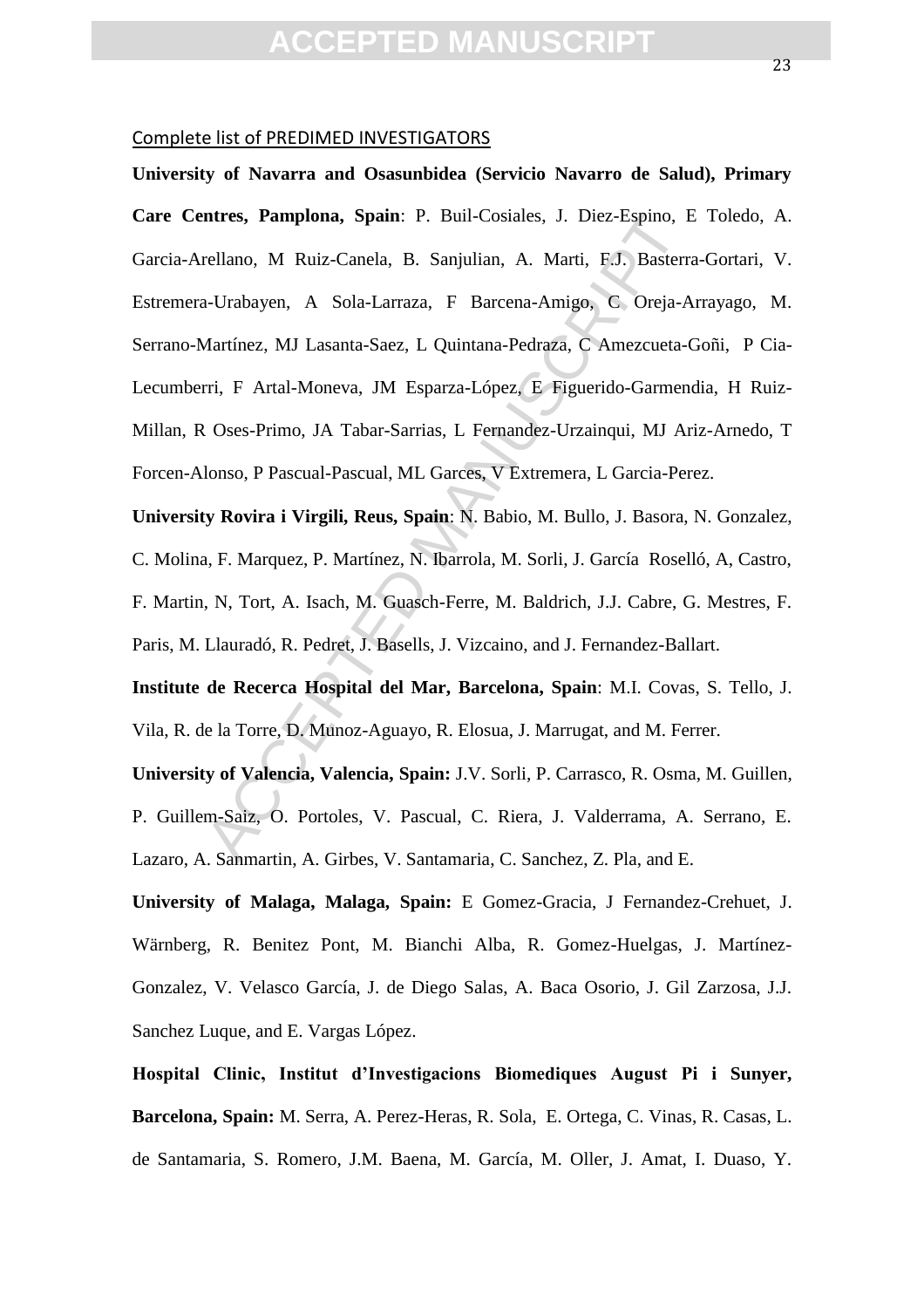Complete list of PREDIMED INVESTIGATORS

**University of Navarra and Osasunbidea (Servicio Navarro de Salud), Primary Care Centres, Pamplona, Spain**: P. Buil-Cosiales, J. Diez-Espino, E Toledo, A. Garcia-Arellano, M Ruiz-Canela, B. Sanjulian, A. Marti, F.J. Basterra-Gortari, V. Estremera-Urabayen, A Sola-Larraza, F Barcena-Amigo, C Oreja-Arrayago, M. Serrano-Martínez, MJ Lasanta-Saez, L Quintana-Pedraza, C Amezcueta-Goñi, P Cia-Lecumberri, F Artal-Moneva, JM Esparza-López, E Figuerido-Garmendia, H Ruiz-Millan, R Oses-Primo, JA Tabar-Sarrias, L Fernandez-Urzainqui, MJ Ariz-Arnedo, T Forcen-Alonso, P Pascual-Pascual, ML Garces, V Extremera, L Garcia-Perez.

**University Rovira i Virgili, Reus, Spain**: N. Babio, M. Bullo, J. Basora, N. Gonzalez, C. Molina, F. Marquez, P. Martínez, N. Ibarrola, M. Sorli, J. García Roselló, A, Castro, F. Martin, N, Tort, A. Isach, M. Guasch-Ferre, M. Baldrich, J.J. Cabre, G. Mestres, F. Paris, M. Llauradó, R. Pedret, J. Basells, J. Vizcaino, and J. Fernandez-Ballart.

**Institute de Recerca Hospital del Mar, Barcelona, Spain**: M.I. Covas, S. Tello, J. Vila, R. de la Torre, D. Munoz-Aguayo, R. Elosua, J. Marrugat, and M. Ferrer.

**University of Valencia, Valencia, Spain:** J.V. Sorli, P. Carrasco, R. Osma, M. Guillen, P. Guillem-Saiz, O. Portoles, V. Pascual, C. Riera, J. Valderrama, A. Serrano, E. Lazaro, A. Sanmartin, A. Girbes, V. Santamaria, C. Sanchez, Z. Pla, and E.

**University of Malaga, Malaga, Spain:** E Gomez-Gracia, J Fernandez-Crehuet, J. Wärnberg, R. Benitez Pont, M. Bianchi Alba, R. Gomez-Huelgas, J. Martínez-Gonzalez, V. Velasco García, J. de Diego Salas, A. Baca Osorio, J. Gil Zarzosa, J.J. Sanchez Luque, and E. Vargas López.

**Hospital Clinic, Institut d'Investigacions Biomediques August Pi i Sunyer, Barcelona, Spain:** M. Serra, A. Perez-Heras, R. Sola, E. Ortega, C. Vinas, R. Casas, L. de Santamaria, S. Romero, J.M. Baena, M. García, M. Oller, J. Amat, I. Duaso, Y.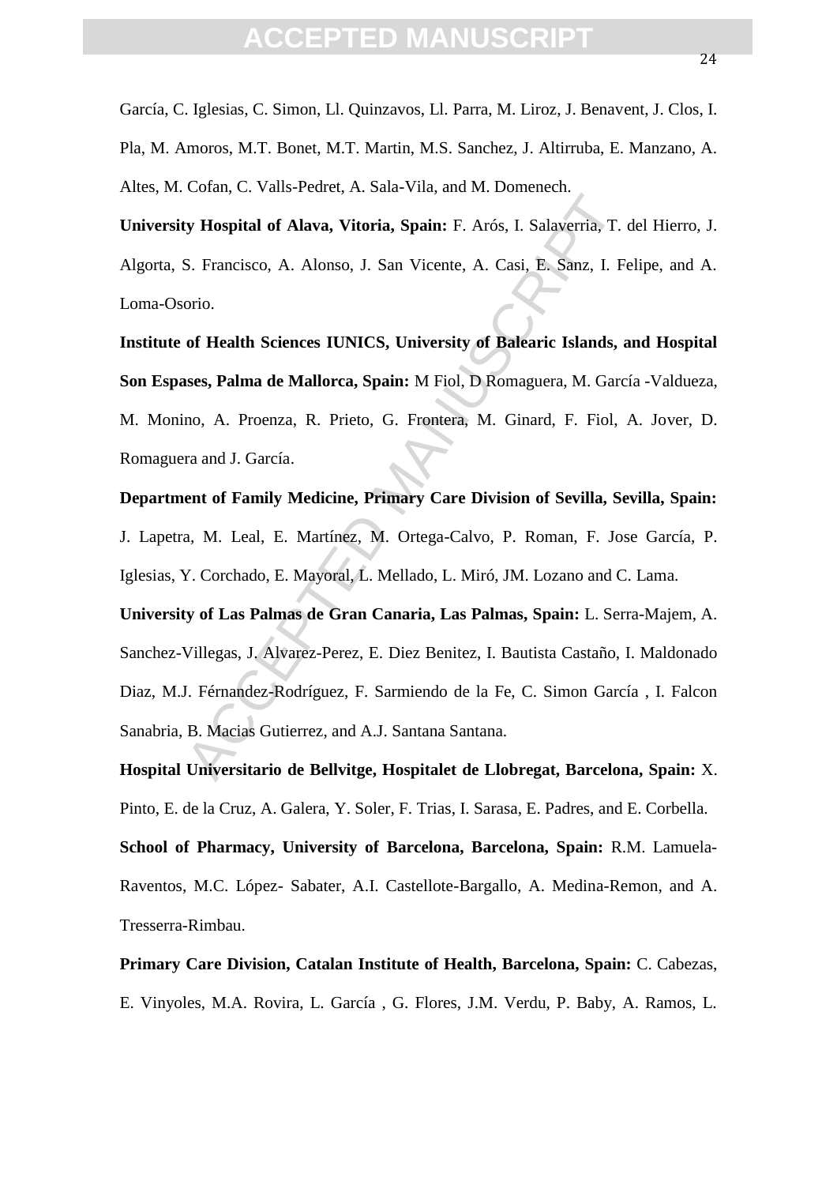García, C. Iglesias, C. Simon, Ll. Quinzavos, Ll. Parra, M. Liroz, J. Benavent, J. Clos, I. Pla, M. Amoros, M.T. Bonet, M.T. Martin, M.S. Sanchez, J. Altirruba, E. Manzano, A. Altes, M. Cofan, C. Valls-Pedret, A. Sala-Vila, and M. Domenech.

**University Hospital of Alava, Vitoria, Spain:** F. Arós, I. Salaverria, T. del Hierro, J. Algorta, S. Francisco, A. Alonso, J. San Vicente, A. Casi, E. Sanz, I. Felipe, and A. Loma-Osorio.

**Institute of Health Sciences IUNICS, University of Balearic Islands, and Hospital Son Espases, Palma de Mallorca, Spain:** M Fiol, D Romaguera, M. García -Valdueza, M. Monino, A. Proenza, R. Prieto, G. Frontera, M. Ginard, F. Fiol, A. Jover, D. Romaguera and J. García.

**Department of Family Medicine, Primary Care Division of Sevilla, Sevilla, Spain:** J. Lapetra, M. Leal, E. Martínez, M. Ortega-Calvo, P. Roman, F. Jose García, P. Iglesias, Y. Corchado, E. Mayoral, L. Mellado, L. Miró, JM. Lozano and C. Lama.

**University of Las Palmas de Gran Canaria, Las Palmas, Spain:** L. Serra-Majem, A. Sanchez-Villegas, J. Alvarez-Perez, E. Diez Benitez, I. Bautista Castaño, I. Maldonado Diaz, M.J. Férnandez-Rodríguez, F. Sarmiendo de la Fe, C. Simon García , I. Falcon Sanabria, B. Macias Gutierrez, and A.J. Santana Santana.

**Hospital Universitario de Bellvitge, Hospitalet de Llobregat, Barcelona, Spain:** X. Pinto, E. de la Cruz, A. Galera, Y. Soler, F. Trias, I. Sarasa, E. Padres, and E. Corbella.

**School of Pharmacy, University of Barcelona, Barcelona, Spain:** R.M. Lamuela-Raventos, M.C. López- Sabater, A.I. Castellote-Bargallo, A. Medina-Remon, and A. Tresserra-Rimbau.

**Primary Care Division, Catalan Institute of Health, Barcelona, Spain:** C. Cabezas, E. Vinyoles, M.A. Rovira, L. García , G. Flores, J.M. Verdu, P. Baby, A. Ramos, L.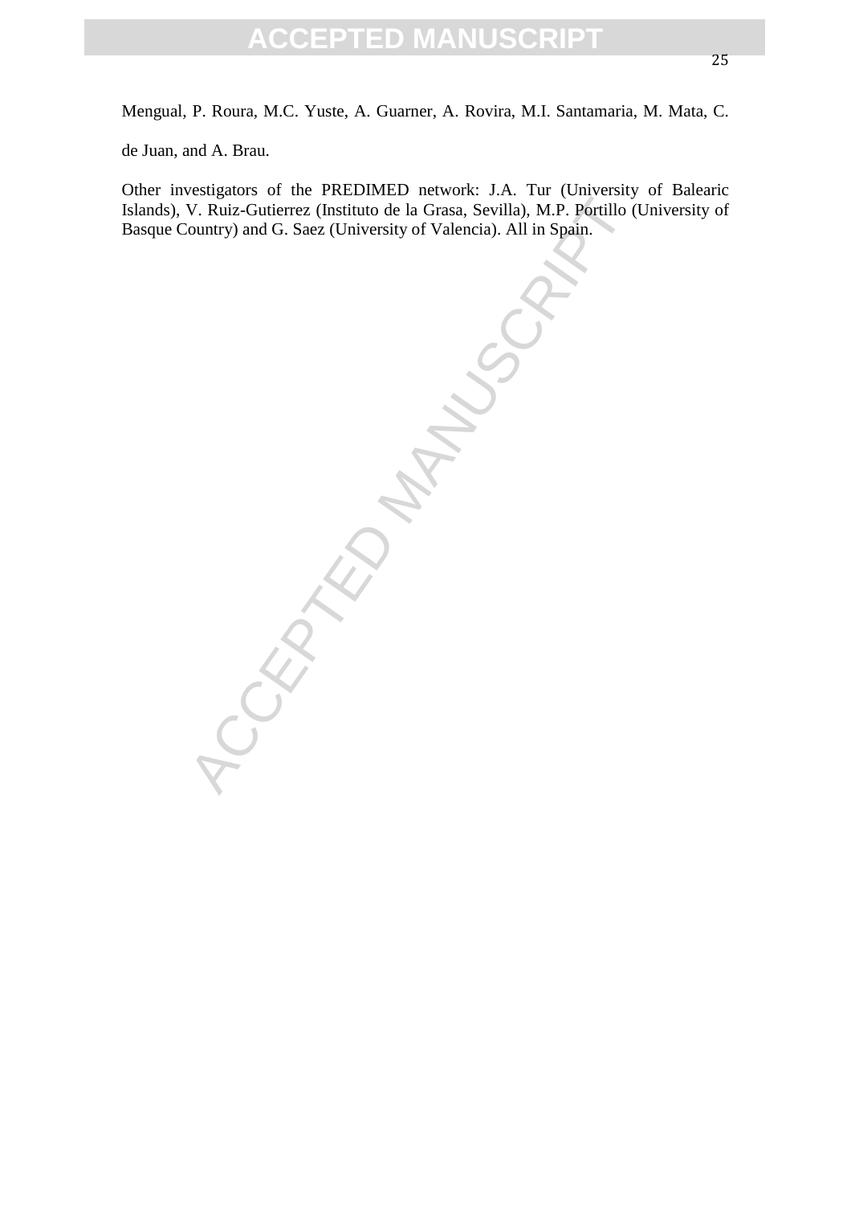Mengual, P. Roura, M.C. Yuste, A. Guarner, A. Rovira, M.I. Santamaria, M. Mata, C. de Juan, and A. Brau.

Other investigators of the PREDIMED network: J.A. Tur (University of Balearic Islands), V. Ruiz-Gutierrez (Instituto de la Grasa, Sevilla), M.P. Portillo (University of Basque Country) and G. Saez (University of Valencia). All in Spain.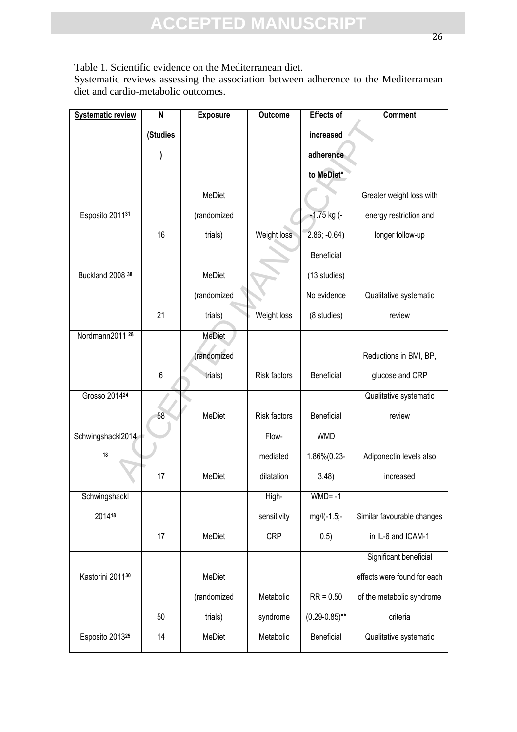Table 1. Scientific evidence on the Mediterranean diet.
Systematic reviews assessing the association between adherence to the Mediterranean diet and cardio-metabolic outcomes.

| Systematic review | N (Studies) | Exposure | Outcome | Effects of increased adherence to MeDiet* | Comment |
|---|---|---|---|---|---|
| Esposito 2011[31] | 16 | MeDiet (randomized trials) | Weight loss | -1.75 kg (-2.86; -0.64) | Greater weight loss with energy restriction and longer follow-up |
| Buckland 2008 [38] | 21 | MeDiet (randomized trials) | Weight loss | Beneficial (13 studies) No evidence (8 studies) | Qualitative systematic review |
| Nordmann2011 [28] | 6 | MeDiet (randomized trials) | Risk factors | Beneficial | Reductions in BMI, BP, glucose and CRP |
| Grosso 2014[24] | 58 | MeDiet | Risk factors | Beneficial | Qualitative systematic review |
| Schwingshackl2014 [18] | 17 | MeDiet | Flow-mediated dilatation | WMD 1.86%(0.23-3.48) | Adiponectin levels also increased |
| Schwingshackl 2014[18] | 17 | MeDiet | High-sensitivity CRP | WMD= -1 mg/l(-1.5;-0.5) | Similar favourable changes in IL-6 and ICAM-1 |
| Kastorini 2011[30] | 50 | MeDiet (randomized trials) | Metabolic syndrome | RR = 0.50 (0.29-0.85)** | Significant beneficial effects were found for each of the metabolic syndrome criteria |
| Esposito 2013[25] | 14 | MeDiet | Metabolic | Beneficial | Qualitative systematic |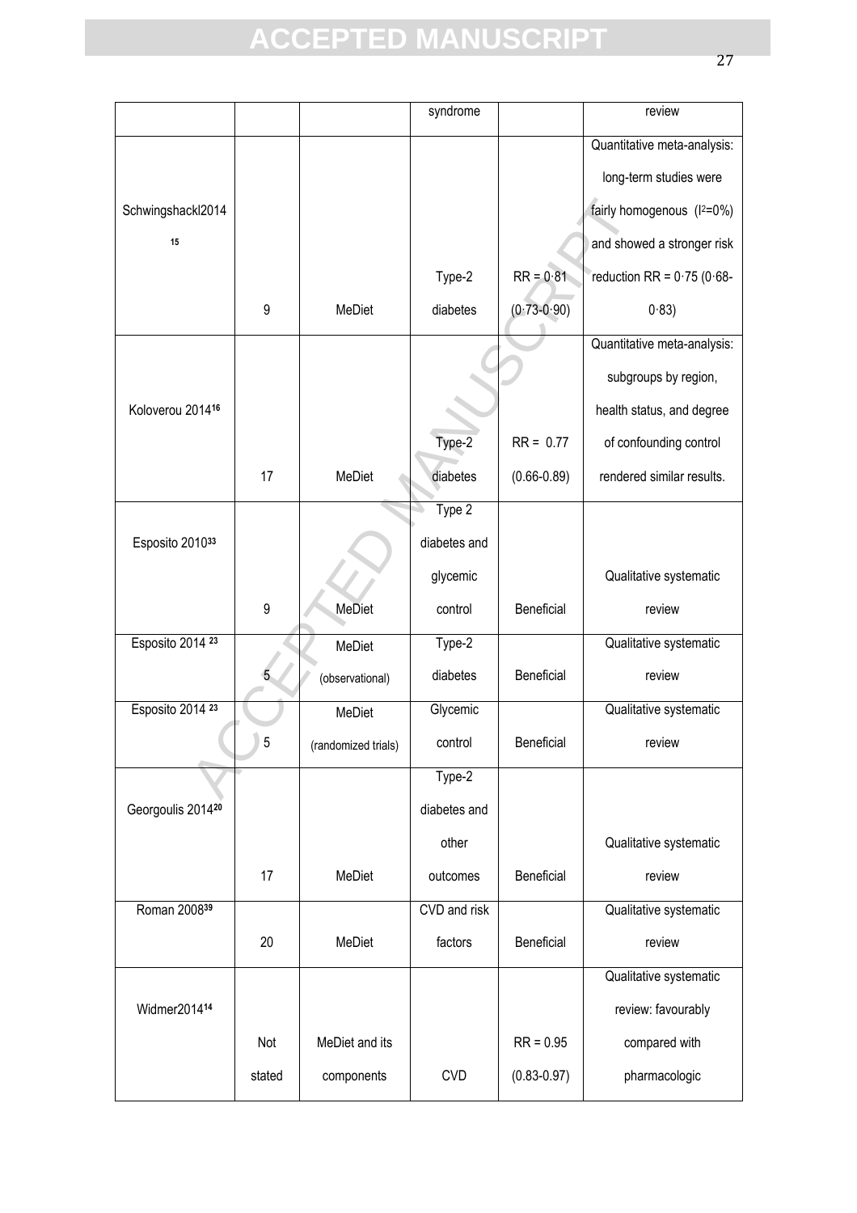|  |  |  | syndrome |  | review |
| --- | --- | --- | --- | --- | --- |
| Schwingshackl2014[15] | 9 | MeDiet | Type-2 diabetes | RR = 0·81 (0·73-0·90) | Quantitative meta-analysis: long-term studies were fairly homogenous ($I^2$=0%) and showed a stronger risk reduction RR = 0·75 (0·68-0·83) |
| Koloverou 2014[16] | 17 | MeDiet | Type-2 diabetes | RR = 0.77 (0.66-0.89) | Quantitative meta-analysis: subgroups by region, health status, and degree of confounding control rendered similar results. |
| Esposito 2010[33] | 9 | MeDiet | Type 2 diabetes and glycemic control | Beneficial | Qualitative systematic review |
| Esposito 2014 [23] | 5 | MeDiet (observational) | Type-2 diabetes | Beneficial | Qualitative systematic review |
| Esposito 2014 [23] | 5 | MeDiet (randomized trials) | Glycemic control | Beneficial | Qualitative systematic review |
| Georgoulis 2014[20] | 17 | MeDiet | Type-2 diabetes and other outcomes | Beneficial | Qualitative systematic review |
| Roman 2008[39] | 20 | MeDiet | CVD and risk factors | Beneficial | Qualitative systematic review |
| Widmer2014[14] | Not stated | MeDiet and its components | CVD | RR = 0.95 (0.83-0.97) | Qualitative systematic review: favourably compared with pharmacologic |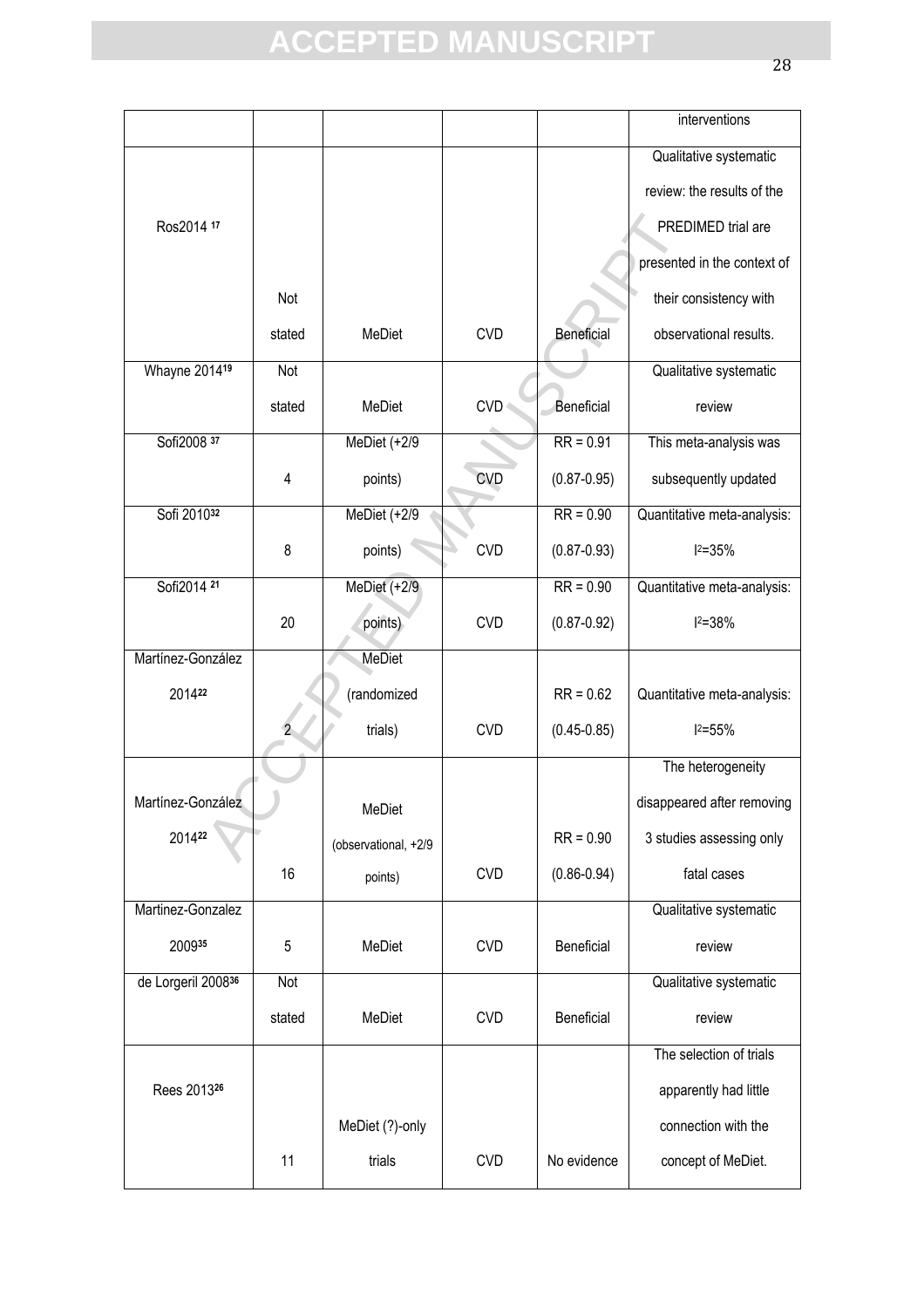|  |  |  |  |  | interventions |
|---|---|---|---|---|---|
| Ros2014 [17] | Not stated | MeDiet | CVD | Beneficial | Qualitative systematic review: the results of the PREDIMED trial are presented in the context of their consistency with observational results. |
| Whayne 2014[19] | Not stated | MeDiet | CVD | Beneficial | Qualitative systematic review |
| Sofi2008 [37] | 4 | MeDiet (+2/9 points) | CVD | RR = 0.91 (0.87-0.95) | This meta-analysis was subsequently updated |
| Sofi 2010[32] | 8 | MeDiet (+2/9 points) | CVD | RR = 0.90 (0.87-0.93) | Quantitative meta-analysis: $I^2$=35% |
| Sofi2014 [21] | 20 | MeDiet (+2/9 points) | CVD | RR = 0.90 (0.87-0.92) | Quantitative meta-analysis: $I^2$=38% |
| Martínez-González 2014[22] | 2 | MeDiet (randomized trials) | CVD | RR = 0.62 (0.45-0.85) | Quantitative meta-analysis: $I^2$=55% |
| Martínez-González 2014[22] | 16 | MeDiet (observational, +2/9 points) | CVD | RR = 0.90 (0.86-0.94) | The heterogeneity disappeared after removing 3 studies assessing only fatal cases |
| Martinez-Gonzalez 2009[35] | 5 | MeDiet | CVD | Beneficial | Qualitative systematic review |
| de Lorgeril 2008[36] | Not stated | MeDiet | CVD | Beneficial | Qualitative systematic review |
| Rees 2013[26] | 11 | MeDiet (?)-only trials | CVD | No evidence | The selection of trials apparently had little connection with the concept of MeDiet. |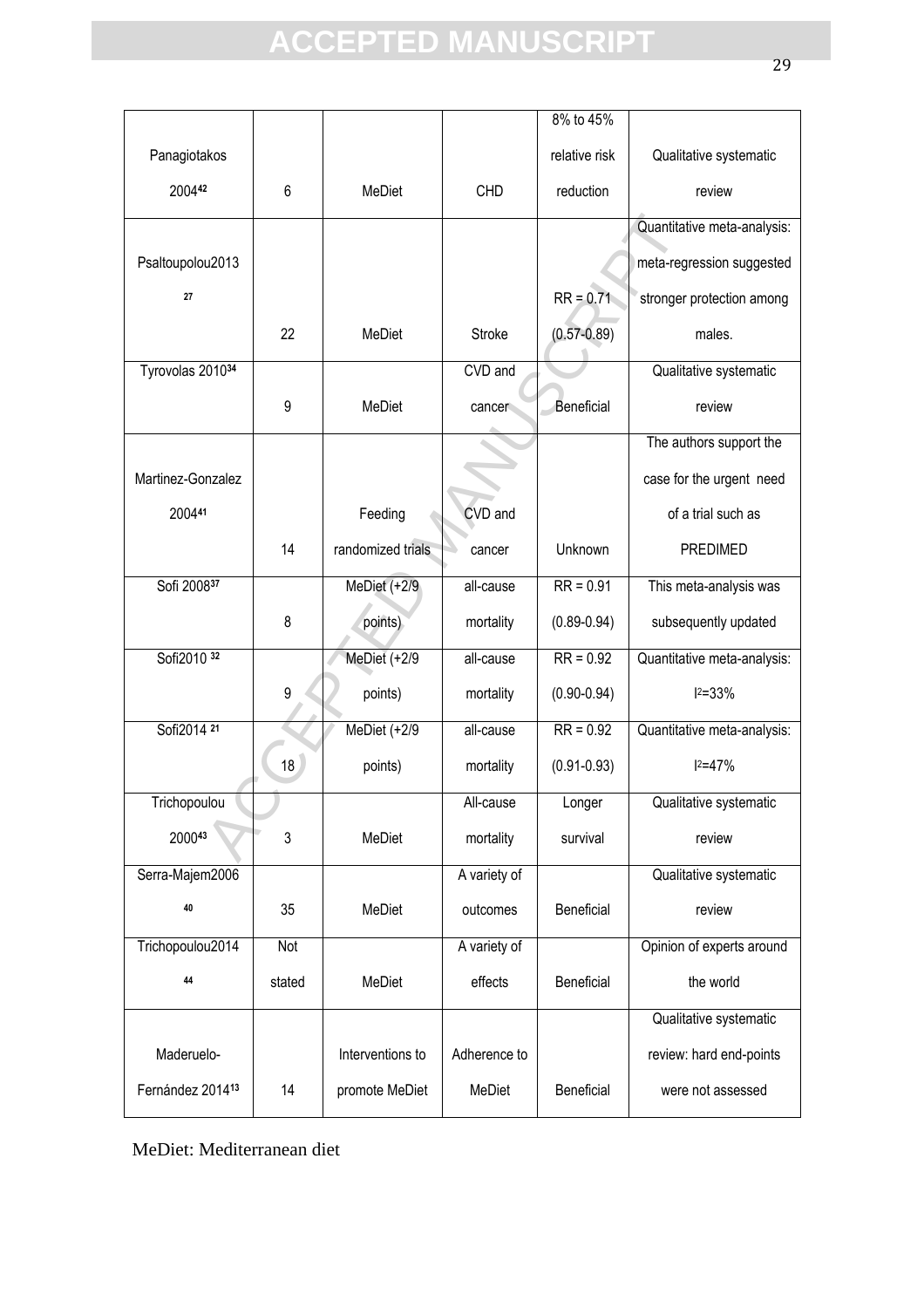| Panagiotakos 2004[42] | 6 | MeDiet | CHD | 8% to 45% relative risk reduction | Qualitative systematic review |
|---|---|---|---|---|---|
| Psaltoupolou2013 [27] | 22 | MeDiet | Stroke | RR = 0.71 (0.57-0.89) | Quantitative meta-analysis: meta-regression suggested stronger protection among males. |
| Tyrovolas 2010[34] | 9 | MeDiet | CVD and cancer | Beneficial | Qualitative systematic review |
| Martinez-Gonzalez 2004[41] | 14 | Feeding randomized trials | CVD and cancer | Unknown | The authors support the case for the urgent need of a trial such as PREDIMED |
| Sofi 2008[37] | 8 | MeDiet (+2/9 points) | all-cause mortality | RR = 0.91 (0.89-0.94) | This meta-analysis was subsequently updated |
| Sofi2010 [32] | 9 | MeDiet (+2/9 points) | all-cause mortality | RR = 0.92 (0.90-0.94) | Quantitative meta-analysis: $I^2$=33% |
| Sofi2014 [21] | 18 | MeDiet (+2/9 points) | all-cause mortality | RR = 0.92 (0.91-0.93) | Quantitative meta-analysis: $I^2$=47% |
| Trichopoulou 2000[43] | 3 | MeDiet | All-cause mortality | Longer survival | Qualitative systematic review |
| Serra-Majem2006 [40] | 35 | MeDiet | A variety of outcomes | Beneficial | Qualitative systematic review |
| Trichopoulou2014 [44] | Not stated | MeDiet | A variety of effects | Beneficial | Opinion of experts around the world |
| Maderuelo-Fernández 2014[13] | 14 | Interventions to promote MeDiet | Adherence to MeDiet | Beneficial | Qualitative systematic review: hard end-points were not assessed |

MeDiet: Mediterranean diet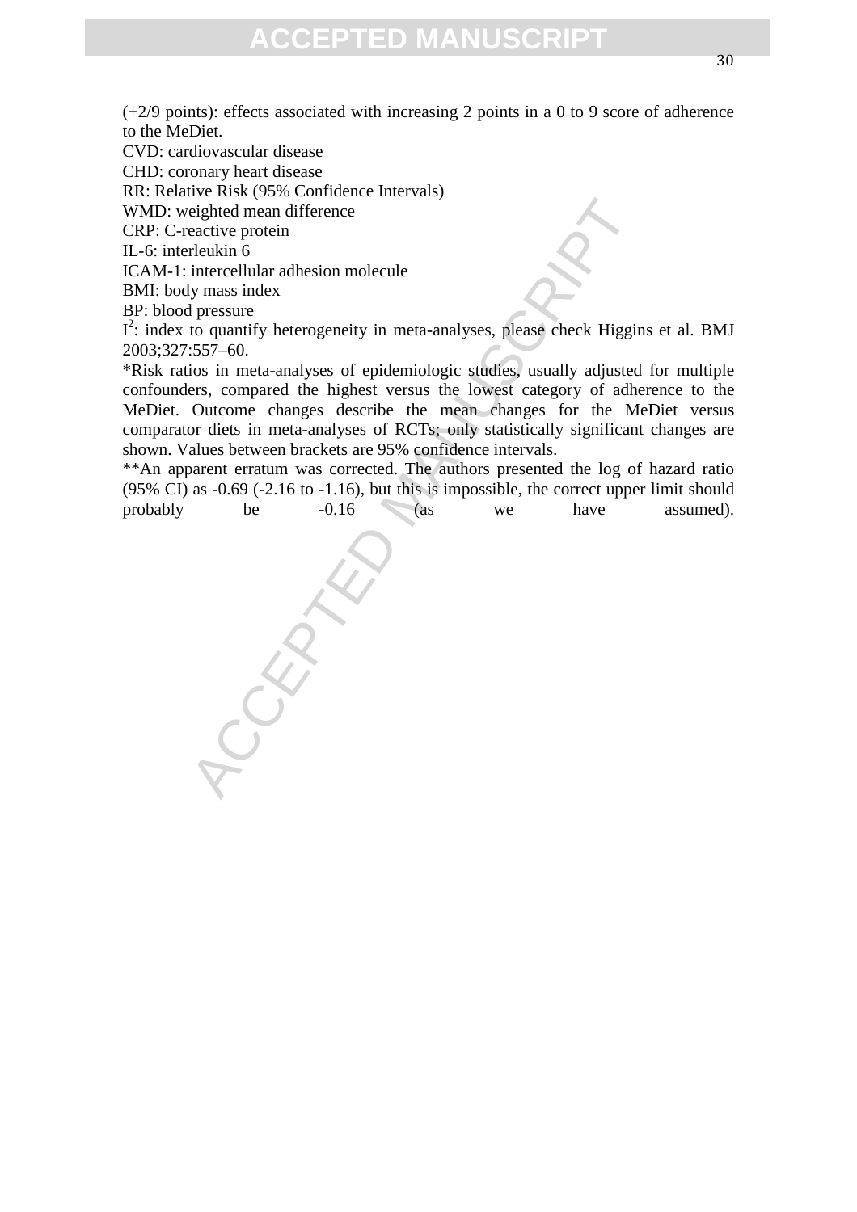(+2/9 points): effects associated with increasing 2 points in a 0 to 9 score of adherence to the MeDiet.

CVD: cardiovascular disease

CHD: coronary heart disease

RR: Relative Risk (95% Confidence Intervals)

WMD: weighted mean difference

CRP: C-reactive protein

IL-6: interleukin 6

ICAM-1: intercellular adhesion molecule

BMI: body mass index

BP: blood pressure

$I^2$: index to quantify heterogeneity in meta-analyses, please check Higgins et al. BMJ 2003;327:557–60.

*Risk ratios in meta-analyses of epidemiologic studies, usually adjusted for multiple confounders, compared the highest versus the lowest category of adherence to the MeDiet. Outcome changes describe the mean changes for the MeDiet versus comparator diets in meta-analyses of RCTs; only statistically significant changes are shown. Values between brackets are 95% confidence intervals.

**An apparent erratum was corrected. The authors presented the log of hazard ratio (95% CI) as -0.69 (-2.16 to -1.16), but this is impossible, the correct upper limit should probably be -0.16 (as we have assumed).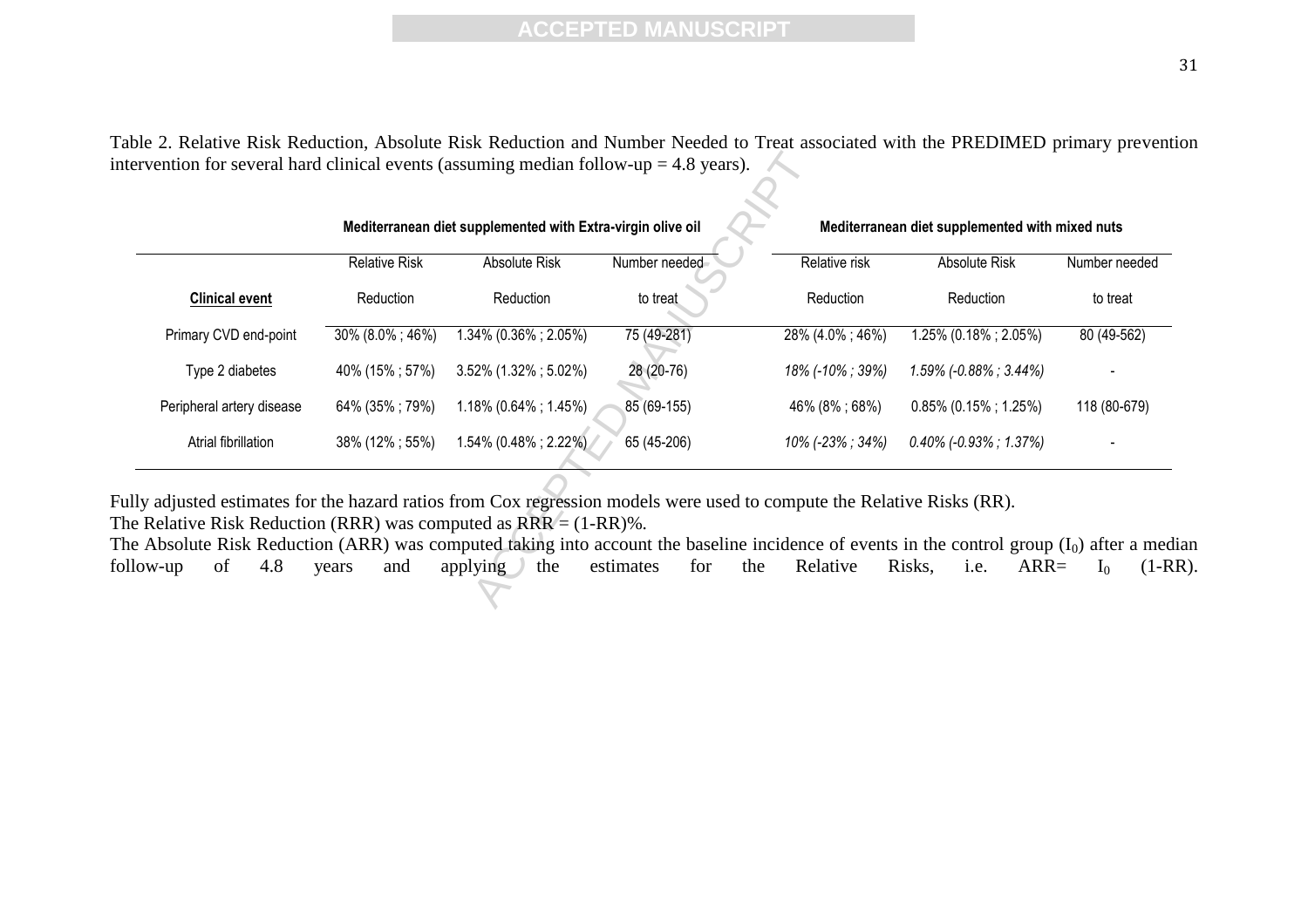Table 2. Relative Risk Reduction, Absolute Risk Reduction and Number Needed to Treat associated with the PREDIMED primary prevention intervention for several hard clinical events (assuming median follow-up = 4.8 years).

| | Mediterranean diet supplemented with Extra-virgin olive oil | | | Mediterranean diet supplemented with mixed nuts | | |
|---|---|---|---|---|---|---|
| **Clinical event** | Relative Risk Reduction | Absolute Risk Reduction | Number needed to treat | Relative risk Reduction | Absolute Risk Reduction | Number needed to treat |
| Primary CVD end-point | 30% (8.0% ; 46%) | 1.34% (0.36% ; 2.05%) | 75 (49-281) | 28% (4.0% ; 46%) | 1.25% (0.18% ; 2.05%) | 80 (49-562) |
| Type 2 diabetes | 40% (15% ; 57%) | 3.52% (1.32% ; 5.02%) | 28 (20-76) | *18% (-10% ; 39%)* | *1.59% (-0.88% ; 3.44%)* | - |
| Peripheral artery disease | 64% (35% ; 79%) | 1.18% (0.64% ; 1.45%) | 85 (69-155) | 46% (8% ; 68%) | 0.85% (0.15% ; 1.25%) | 118 (80-679) |
| Atrial fibrillation | 38% (12% ; 55%) | 1.54% (0.48% ; 2.22%) | 65 (45-206) | *10% (-23% ; 34%)* | *0.40% (-0.93% ; 1.37%)* | - |

Fully adjusted estimates for the hazard ratios from Cox regression models were used to compute the Relative Risks (RR).
The Relative Risk Reduction (RRR) was computed as RRR = (1-RR)%.
The Absolute Risk Reduction (ARR) was computed taking into account the baseline incidence of events in the control group ($I_0$) after a median follow-up of 4.8 years and applying the estimates for the Relative Risks, i.e. ARR= $I_0$ (1-RR).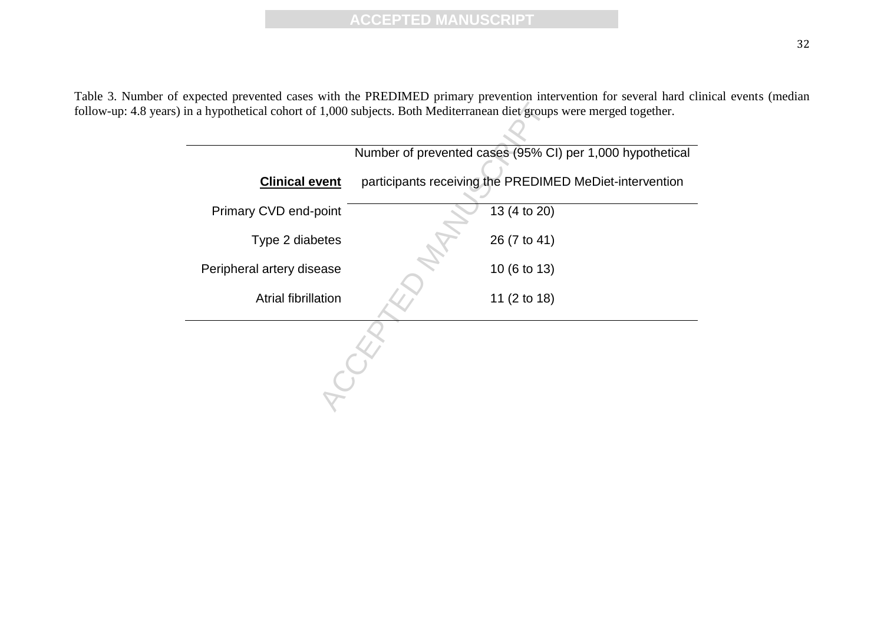Table 3. Number of expected prevented cases with the PREDIMED primary prevention intervention for several hard clinical events (median follow-up: 4.8 years) in a hypothetical cohort of 1,000 subjects. Both Mediterranean diet groups were merged together.

| **Clinical event** | Number of prevented cases (95% CI) per 1,000 hypothetical participants receiving the PREDIMED MeDiet-intervention |
|---|---|
| Primary CVD end-point | 13 (4 to 20) |
| Type 2 diabetes | 26 (7 to 41) |
| Peripheral artery disease | 10 (6 to 13) |
| Atrial fibrillation | 11 (2 to 18) |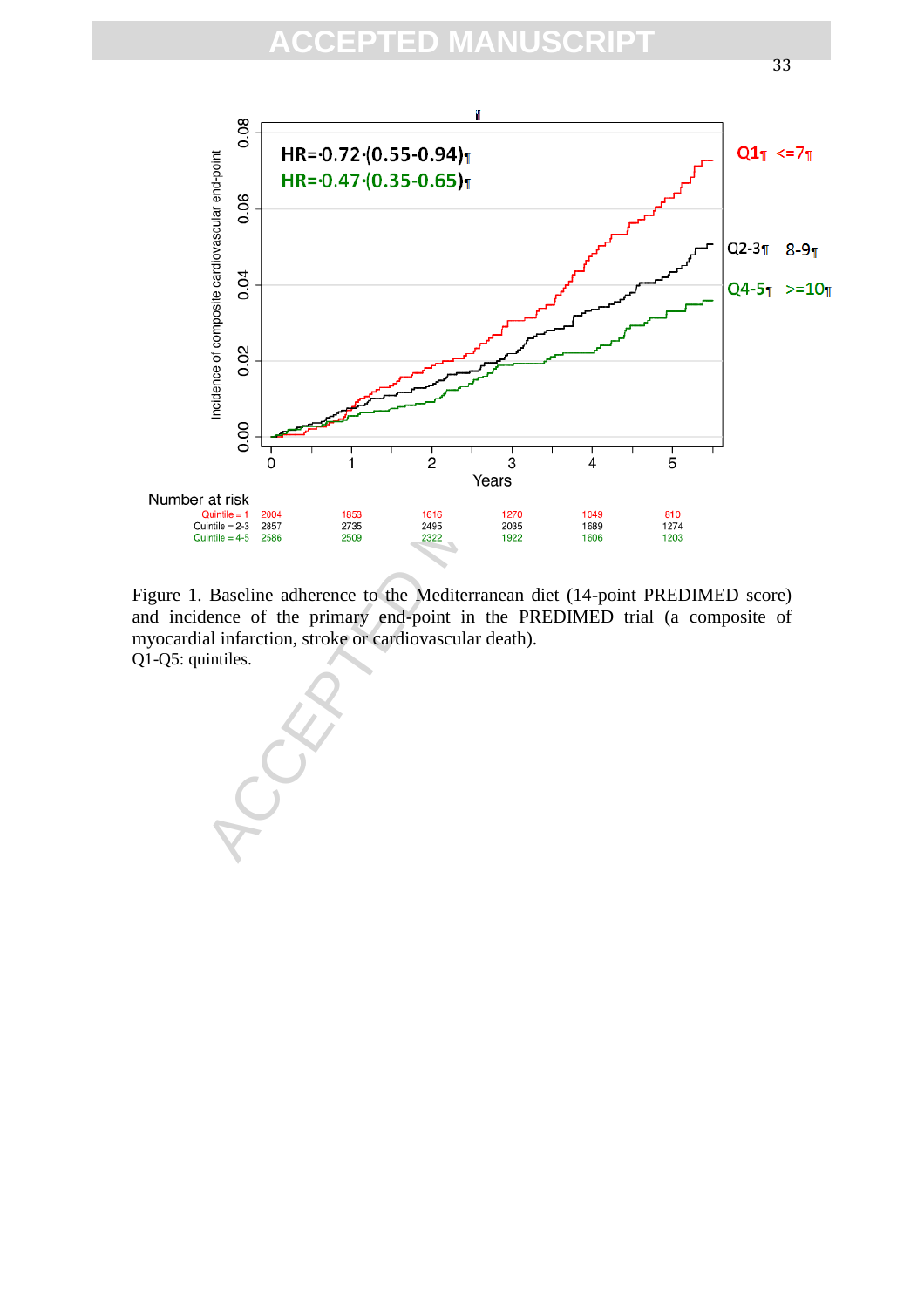HR= 0.72 (0.55-0.94)
HR= 0.47 (0.35-0.65)

Q1 <=7

Q2-3 8-9

Q4-5 >=10

Incidence of composite cardiovascular end-point

0.00 0.02 0.04 0.06 0.08

0 1 2 3 4 5

Years

Number at risk

Quintile = 1 2004 1853 1616 1270 1049 810

Quintile = 2-3 2857 2735 2495 2035 1689 1274

Quintile = 4-5 2586 2509 2322 1922 1606 1203

Figure 1. Baseline adherence to the Mediterranean diet (14-point PREDIMED score) and incidence of the primary end-point in the PREDIMED trial (a composite of myocardial infarction, stroke or cardiovascular death).
Q1-Q5: quintiles.